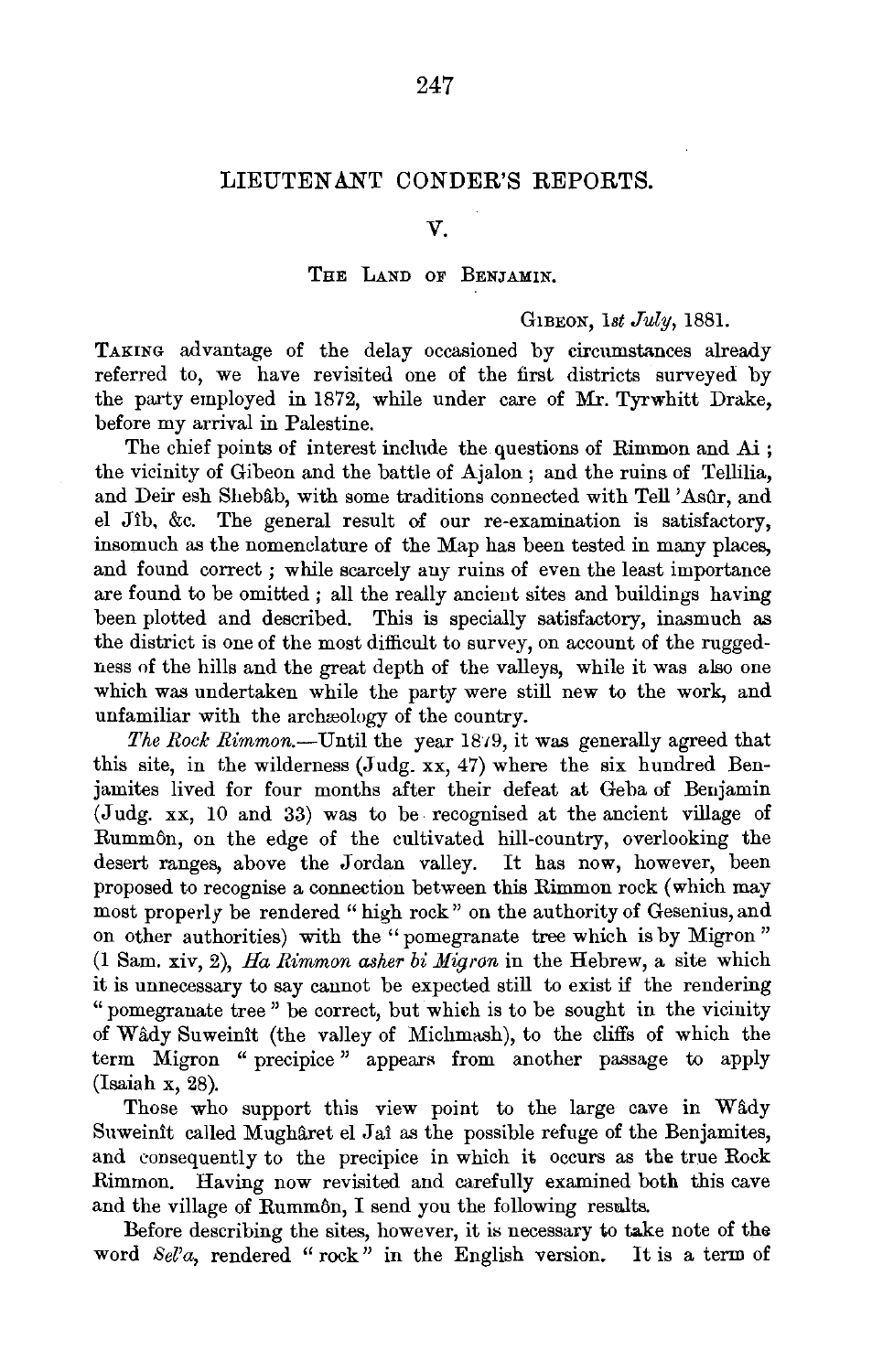# LIEUTENANT CONDER'S REPORTS.

## V.

### THE LAND OF BENJAMIN.

GIBEON, 1*st July*, 1881.

TAKING advantage of the delay occasioned by circumstances already referred to, we have revisited one of the first districts surveyed by the party employed in 1872, while under care of Mr. Tyrwhitt Drake, before my arrival in Palestine.

The chief points of interest include the questions of Rimmon and Ai; the vicinity of Gibeon and the battle of Ajalon; and the ruins of Tellilia, and Deir esh Shebâb, with some traditions connected with Tell 'Asûr, and el Jîb, &c. The general result of our re-examination is satisfactory, insomuch as the nomenclature of the Map has been tested in many places, and found correct; while scarcely any ruins of even the least importance are found to be omitted; all the really ancient sites and buildings having been plotted and described. This is specially satisfactory, insomuch as the district is one of the most difficult to survey, on account of the ruggedness of the hills and the great depth of the valleys, while it was also one which was undertaken while the party were still new to the work, and unfamiliar with the archæology of the country.

*The Rock Rimmon.*—Until the year 1879, it was generally agreed that this site, in the wilderness (Judg. xx, 47) where the six hundred Benjamites lived for four months after their defeat at Geba of Benjamin (Judg. xx, 10 and 33) was to be recognised at the ancient village of Rummôn, on the edge of the cultivated hill-country, overlooking the desert ranges, above the Jordan valley. It has now, however, been proposed to recognise a connection between this Rimmon rock (which may most properly be rendered "high rock" on the authority of Gesenius, and on other authorities) with the "pomegranate tree which is by Migron" (1 Sam. xiv, 2), *Ha Rimmon asher bi Migron* in the Hebrew, a site which it is unnecessary to say cannot be expected still to exist if the rendering "pomegranate tree" be correct, but which is to be sought in the vicinity of Wâdy Suweinît (the valley of Michmash), to the cliffs of which the term Migron "precipice" appears from another passage to apply (Isaiah x, 28).

Those who support this view point to the large cave in Wâdy Suweinît called Mughâret el Jaî as the possible refuge of the Benjamites, and consequently to the precipice in which it occurs as the true Rock Rimmon. Having now revisited and carefully examined both this cave and the village of Rummôn, I send you the following results.

Before describing the sites, however, it is necessary to take note of the word *Sel'a*, rendered "rock" in the English version. It is a term of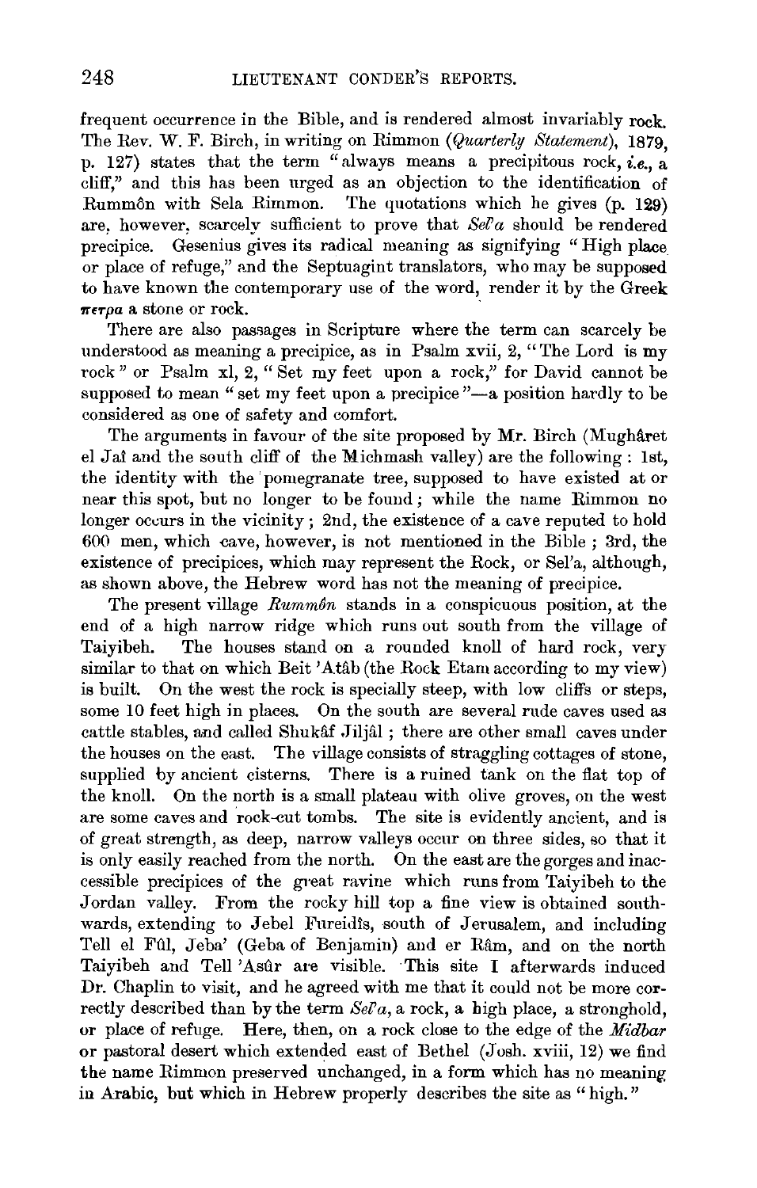frequent occurrence in the Bible, and is rendered almost invariably rock. The Rev. W. F. Birch, in writing on Rimmon (*Quarterly Statement*), 1879, p. 127) states that the term "always means a precipitous rock, *i.e.*, a cliff," and this has been urged as an objection to the identification of Rummôn with Sela Rimmon. The quotations which he gives (p. 129) are, however, scarcely sufficient to prove that *Sel'a* should be rendered precipice. Gesenius gives its radical meaning as signifying "High place or place of refuge," and the Septuagint translators, who may be supposed to have known the contemporary use of the word, render it by the Greek πετρα a stone or rock.

There are also passages in Scripture where the term can scarcely be understood as meaning a precipice, as in Psalm xvii, 2, "The Lord is my rock" or Psalm xl, 2, "Set my feet upon a rock," for David cannot be supposed to mean "set my feet upon a precipice"—a position hardly to be considered as one of safety and comfort.

The arguments in favour of the site proposed by Mr. Birch (Mughâret el Jaî and the south cliff of the Michmash valley) are the following: 1st, the identity with the pomegranate tree, supposed to have existed at or near this spot, but no longer to be found; while the name Rimmon no longer occurs in the vicinity; 2nd, the existence of a cave reputed to hold 600 men, which cave, however, is not mentioned in the Bible; 3rd, the existence of precipices, which may represent the Rock, or Sel'a, although, as shown above, the Hebrew word has not the meaning of precipice.

The present village *Rummôn* stands in a conspicuous position, at the end of a high narrow ridge which runs out south from the village of Taiyibeh. The houses stand on a rounded knoll of hard rock, very similar to that on which Beit 'Atâb (the Rock Etam according to my view) is built. On the west the rock is specially steep, with low cliffs or steps, some 10 feet high in places. On the south are several rude caves used as cattle stables, and called Shukâf Jiljâl; there are other small caves under the houses on the east. The village consists of straggling cottages of stone, supplied by ancient cisterns. There is a ruined tank on the flat top of the knoll. On the north is a small plateau with olive groves, on the west are some caves and rock-cut tombs. The site is evidently ancient, and is of great strength, as deep, narrow valleys occur on three sides, so that it is only easily reached from the north. On the east are the gorges and inaccessible precipices of the great ravine which runs from Taiyibeh to the Jordan valley. From the rocky hill top a fine view is obtained southwards, extending to Jebel Fureidîs, south of Jerusalem, and including Tell el Fûl, Jeba' (Geba of Benjamin) and er Râm, and on the north Taiyibeh and Tell 'Asûr are visible. This site I afterwards induced Dr. Chaplin to visit, and he agreed with me that it could not be more correctly described than by the term *Sel'a*, a rock, a high place, a stronghold, or place of refuge. Here, then, on a rock close to the edge of the *Midbar* or pastoral desert which extended east of Bethel (Josh. xviii, 12) we find the name Rimmon preserved unchanged, in a form which has no meaning in Arabic, but which in Hebrew properly describes the site as "high."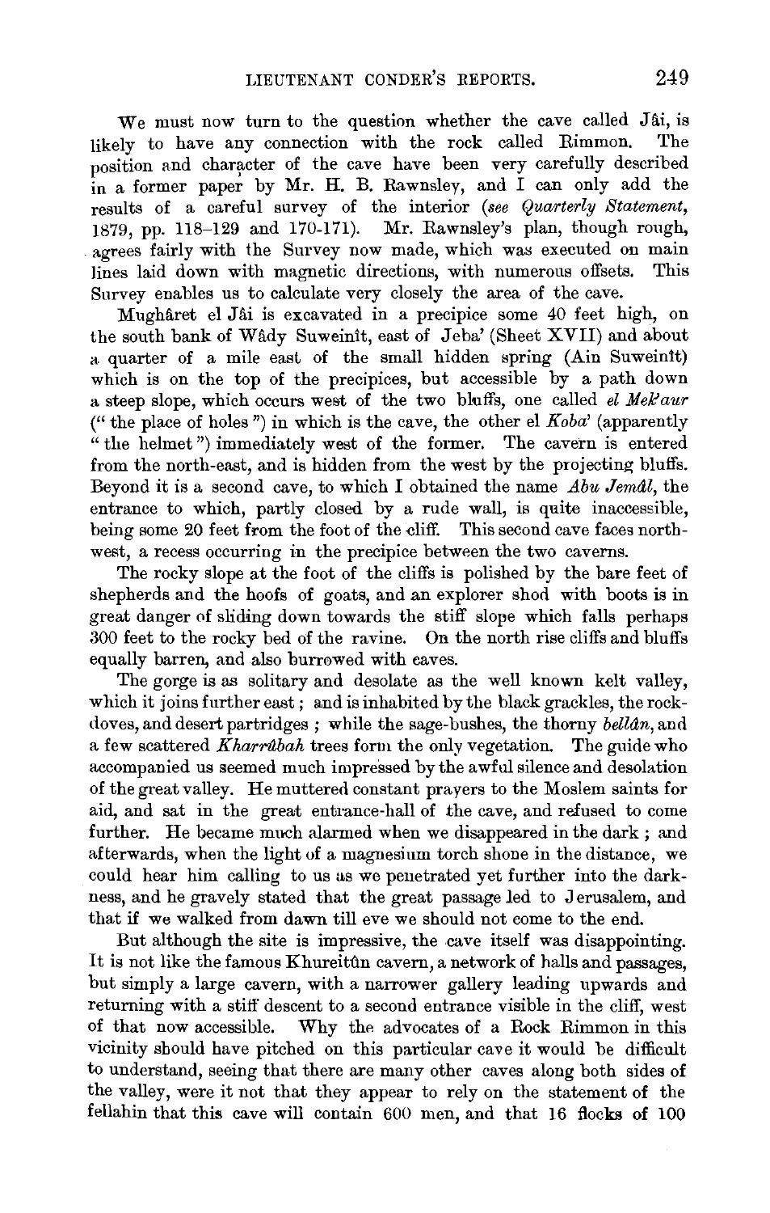We must now turn to the question whether the cave called Jâi, is likely to have any connection with the rock called Rimmon. The position and character of the cave have been very carefully described in a former paper by Mr. H. B. Rawnsley, and I can only add the results of a careful survey of the interior (*see Quarterly Statement*, 1879, pp. 118–129 and 170-171). Mr. Rawnsley's plan, though rough, agrees fairly with the Survey now made, which was executed on main lines laid down with magnetic directions, with numerous offsets. This Survey enables us to calculate very closely the area of the cave.

Mughâret el Jâi is excavated in a precipice some 40 feet high, on the south bank of Wâdy Suweinît, east of Jeba' (Sheet XVII) and about a quarter of a mile east of the small hidden spring (Ain Suweinît) which is on the top of the precipices, but accessible by a path down a steep slope, which occurs west of the two bluffs, one called *el Mek'aur* ("the place of holes") in which is the cave, the other el *Koba'* (apparently "the helmet") immediately west of the former. The cavern is entered from the north-east, and is hidden from the west by the projecting bluffs. Beyond it is a second cave, to which I obtained the name *Abu Jemâl*, the entrance to which, partly closed by a rude wall, is quite inaccessible, being some 20 feet from the foot of the cliff. This second cave faces north-west, a recess occurring in the precipice between the two caverns.

The rocky slope at the foot of the cliffs is polished by the bare feet of shepherds and the hoofs of goats, and an explorer shod with boots is in great danger of sliding down towards the stiff slope which falls perhaps 300 feet to the rocky bed of the ravine. On the north rise cliffs and bluffs equally barren, and also burrowed with caves.

The gorge is as solitary and desolate as the well known kelt valley, which it joins further east; and is inhabited by the black grackles, the rock-doves, and desert partridges; while the sage-bushes, the thorny *bellân*, and a few scattered *Kharrûbah* trees form the only vegetation. The guide who accompanied us seemed much impressed by the awful silence and desolation of the great valley. He muttered constant prayers to the Moslem saints for aid, and sat in the great entrance-hall of the cave, and refused to come further. He became much alarmed when we disappeared in the dark; and afterwards, when the light of a magnesium torch shone in the distance, we could hear him calling to us as we penetrated yet further into the darkness, and he gravely stated that the great passage led to Jerusalem, and that if we walked from dawn till eve we should not come to the end.

But although the site is impressive, the cave itself was disappointing. It is not like the famous Khureitûn cavern, a network of halls and passages, but simply a large cavern, with a narrower gallery leading upwards and returning with a stiff descent to a second entrance visible in the cliff, west of that now accessible. Why the advocates of a Rock Rimmon in this vicinity should have pitched on this particular cave it would be difficult to understand, seeing that there are many other caves along both sides of the valley, were it not that they appear to rely on the statement of the fellahin that this cave will contain 600 men, and that 16 flocks of 100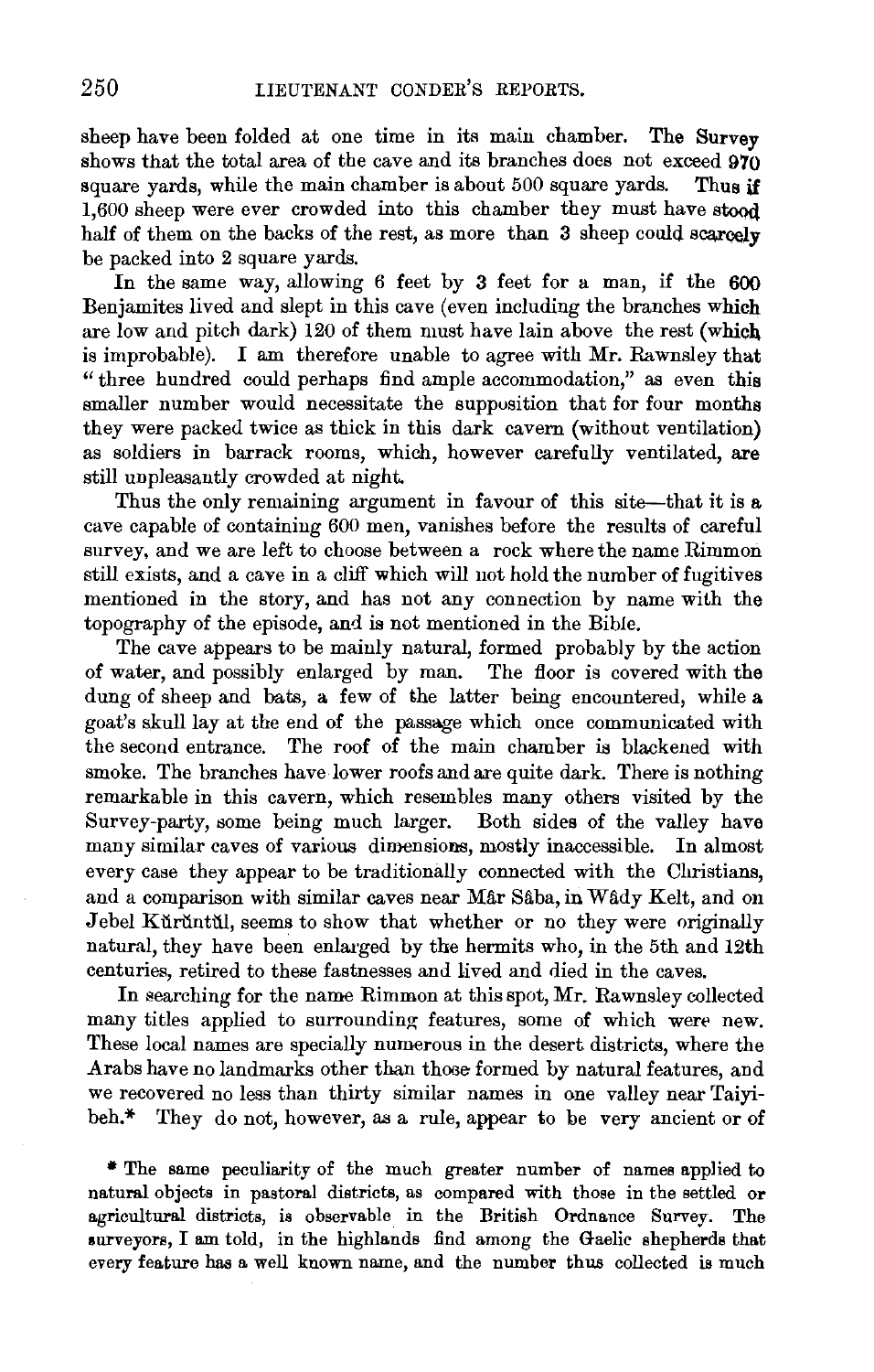sheep have been folded at one time in its main chamber. The Survey shows that the total area of the cave and its branches does not exceed 970 square yards, while the main chamber is about 500 square yards. Thus if 1,600 sheep were ever crowded into this chamber they must have stood half of them on the backs of the rest, as more than 3 sheep could scarcely be packed into 2 square yards.

In the same way, allowing 6 feet by 3 feet for a man, if the 600 Benjamites lived and slept in this cave (even including the branches which are low and pitch dark) 120 of them must have lain above the rest (which is improbable). I am therefore unable to agree with Mr. Rawnsley that "three hundred could perhaps find ample accommodation," as even this smaller number would necessitate the supposition that for four months they were packed twice as thick in this dark cavern (without ventilation) as soldiers in barrack rooms, which, however carefully ventilated, are still unpleasantly crowded at night.

Thus the only remaining argument in favour of this site—that it is a cave capable of containing 600 men, vanishes before the results of careful survey, and we are left to choose between a rock where the name Rimmon still exists, and a cave in a cliff which will not hold the number of fugitives mentioned in the story, and has not any connection by name with the topography of the episode, and is not mentioned in the Bible.

The cave appears to be mainly natural, formed probably by the action of water, and possibly enlarged by man. The floor is covered with the dung of sheep and bats, a few of the latter being encountered, while a goat's skull lay at the end of the passage which once communicated with the second entrance. The roof of the main chamber is blackened with smoke. The branches have lower roofs and are quite dark. There is nothing remarkable in this cavern, which resembles many others visited by the Survey-party, some being much larger. Both sides of the valley have many similar caves of various dimensions, mostly inaccessible. In almost every case they appear to be traditionally connected with the Christians, and a comparison with similar caves near Mâr Sâba, in Wâdy Kelt, and on Jebel Kŭrŭntŭl, seems to show that whether or no they were originally natural, they have been enlarged by the hermits who, in the 5th and 12th centuries, retired to these fastnesses and lived and died in the caves.

In searching for the name Rimmon at this spot, Mr. Rawnsley collected many titles applied to surrounding features, some of which were new. These local names are specially numerous in the desert districts, where the Arabs have no landmarks other than those formed by natural features, and we recovered no less than thirty similar names in one valley near Taiyibeh.* They do not, however, as a rule, appear to be very ancient or of

* The same peculiarity of the much greater number of names applied to natural objects in pastoral districts, as compared with those in the settled or agricultural districts, is observable in the British Ordnance Survey. The surveyors, I am told, in the highlands find among the Gaelic shepherds that every feature has a well known name, and the number thus collected is much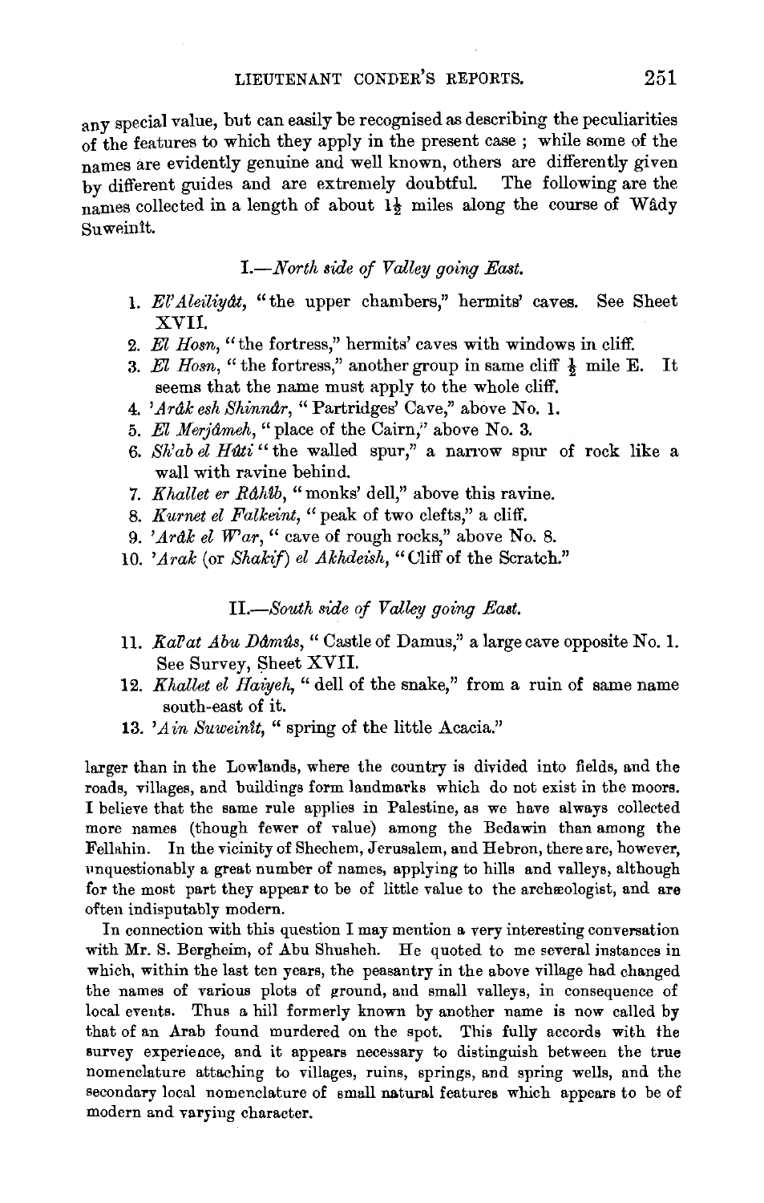any special value, but can easily be recognised as describing the peculiarities of the features to which they apply in the present case ; while some of the names are evidently genuine and well known, others are differently given by different guides and are extremely doubtful. The following are the names collected in a length of about $1\frac{1}{2}$ miles along the course of Wâdy Suweinît.

### I.—*North side of Valley going East.*

1. *El'Aleiliyât*, "the upper chambers," hermits' caves. See Sheet XVII.
2. *El Hosn*, "the fortress," hermits' caves with windows in cliff.
3. *El Hosn*, "the fortress," another group in same cliff $\frac{1}{2}$ mile E. It seems that the name must apply to the whole cliff.
4. *'Arâk esh Shinnâr*, "Partridges' Cave," above No. 1.
5. *El Merjâmeh*, "place of the Cairn," above No. 3.
6. *Sh'ab el Hûti* "the walled spur," a narrow spur of rock like a wall with ravine behind.
7. *Khallet er Râhîb*, "monks' dell," above this ravine.
8. *Kurnet el Falkeint*, "peak of two clefts," a cliff.
9. *'Arâk el W'ar*, "cave of rough rocks," above No. 8.
10. *'Arak* (or *Shakif*) *el Akhdeish*, "Cliff of the Scratch."

### II.—*South side of Valley going East.*

11. *Kal'at Abu Dâmûs*, "Castle of Damus," a large cave opposite No. 1. See Survey, Sheet XVII.
12. *Khallet el Haiyeh*, "dell of the snake," from a ruin of same name south-east of it.
13. *'Ain Suweinît*, "spring of the little Acacia."

larger than in the Lowlands, where the country is divided into fields, and the roads, villages, and buildings form landmarks which do not exist in the moors. I believe that the same rule applies in Palestine, as we have always collected more names (though fewer of value) among the Bedawin than among the Fellahin. In the vicinity of Shechem, Jerusalem, and Hebron, there are, however, unquestionably a great number of names, applying to hills and valleys, although for the most part they appear to be of little value to the archæologist, and are often indisputably modern.

In connection with this question I may mention a very interesting conversation with Mr. S. Bergheim, of Abu Shusheh. He quoted to me several instances in which, within the last ten years, the peasantry in the above village had changed the names of various plots of ground, and small valleys, in consequence of local events. Thus a hill formerly known by another name is now called by that of an Arab found murdered on the spot. This fully accords with the survey experience, and it appears necessary to distinguish between the true nomenclature attaching to villages, ruins, springs, and spring wells, and the secondary local nomenclature of small natural features which appears to be of modern and varying character.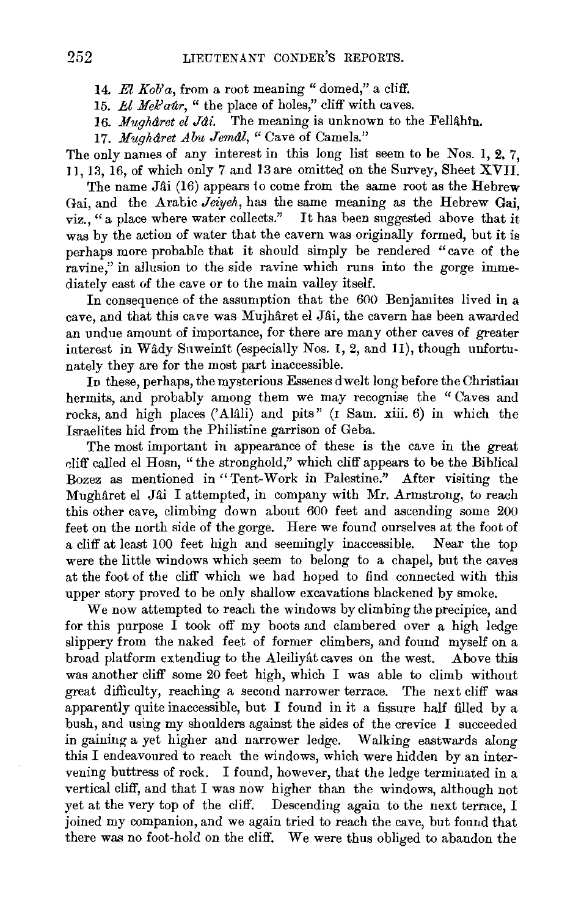14. *El Kob'a*, from a root meaning "domed," a cliff.

15. *El Mek'aûr*, "the place of holes," cliff with caves.

16. *Mughâret el Jâi*. The meaning is unknown to the Fellâhîn.

17. *Mughâret Abu Jemâl*, "Cave of Camels."

The only names of any interest in this long list seem to be Nos. 1, 2, 7, 11, 13, 16, of which only 7 and 13 are omitted on the Survey, Sheet XVII.

The name Jâi (16) appears to come from the same root as the Hebrew Gai, and the Arabic *Jeiyeh*, has the same meaning as the Hebrew Gai, viz., "a place where water collects." It has been suggested above that it was by the action of water that the cavern was originally formed, but it is perhaps more probable that it should simply be rendered "cave of the ravine," in allusion to the side ravine which runs into the gorge immediately east of the cave or to the main valley itself.

In consequence of the assumption that the 600 Benjamites lived in a cave, and that this cave was Mujhâret el Jâi, the cavern has been awarded an undue amount of importance, for there are many other caves of greater interest in Wâdy Suweinît (especially Nos. 1, 2, and 11), though unfortunately they are for the most part inaccessible.

In these, perhaps, the mysterious Essenes dwelt long before the Christian hermits, and probably among them we may recognise the "Caves and rocks, and high places ('Alâli) and pits" (1 Sam. xiii. 6) in which the Israelites hid from the Philistine garrison of Geba.

The most important in appearance of these is the cave in the great cliff called el Hosn, "the stronghold," which cliff appears to be the Biblical Bozez as mentioned in "Tent-Work in Palestine." After visiting the Mughâret el Jâi I attempted, in company with Mr. Armstrong, to reach this other cave, climbing down about 600 feet and ascending some 200 feet on the north side of the gorge. Here we found ourselves at the foot of a cliff at least 100 feet high and seemingly inaccessible. Near the top were the little windows which seem to belong to a chapel, but the caves at the foot of the cliff which we had hoped to find connected with this upper story proved to be only shallow excavations blackened by smoke.

We now attempted to reach the windows by climbing the precipice, and for this purpose I took off my boots and clambered over a high ledge slippery from the naked feet of former climbers, and found myself on a broad platform extending to the Aleiliyât caves on the west. Above this was another cliff some 20 feet high, which I was able to climb without great difficulty, reaching a second narrower terrace. The next cliff was apparently quite inaccessible, but I found in it a fissure half filled by a bush, and using my shoulders against the sides of the crevice I succeeded in gaining a yet higher and narrower ledge. Walking eastwards along this I endeavoured to reach the windows, which were hidden by an intervening buttress of rock. I found, however, that the ledge terminated in a vertical cliff, and that I was now higher than the windows, although not yet at the very top of the cliff. Descending again to the next terrace, I joined my companion, and we again tried to reach the cave, but found that there was no foot-hold on the cliff. We were thus obliged to abandon the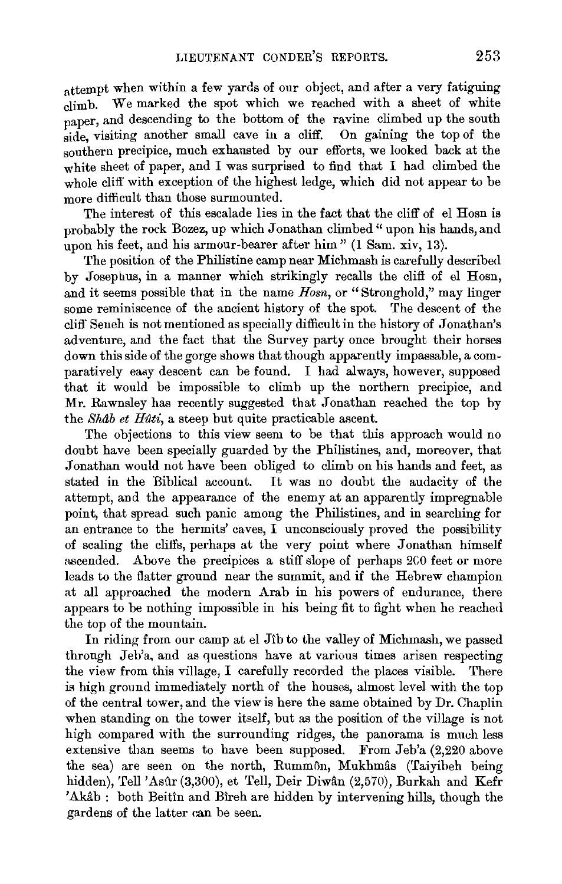attempt when within a few yards of our object, and after a very fatiguing climb. We marked the spot which we reached with a sheet of white paper, and descending to the bottom of the ravine climbed up the south side, visiting another small cave in a cliff. On gaining the top of the southern precipice, much exhausted by our efforts, we looked back at the white sheet of paper, and I was surprised to find that I had climbed the whole cliff with exception of the highest ledge, which did not appear to be more difficult than those surmounted.

The interest of this escalade lies in the fact that the cliff of el Hosn is probably the rock Bozez, up which Jonathan climbed "upon his hands, and upon his feet, and his armour-bearer after him" (1 Sam. xiv, 13).

The position of the Philistine camp near Michmash is carefully described by Josephus, in a manner which strikingly recalls the cliff of el Hosn, and it seems possible that in the name *Hosn*, or "Stronghold," may linger some reminiscence of the ancient history of the spot. The descent of the cliff Seneh is not mentioned as specially difficult in the history of Jonathan's adventure, and the fact that the Survey party once brought their horses down this side of the gorge shows that though apparently impassable, a comparatively easy descent can be found. I had always, however, supposed that it would be impossible to climb up the northern precipice, and Mr. Rawnsley has recently suggested that Jonathan reached the top by the *Shâb et Hûti*, a steep but quite practicable ascent.

The objections to this view seem to be that this approach would no doubt have been specially guarded by the Philistines, and, moreover, that Jonathan would not have been obliged to climb on his hands and feet, as stated in the Biblical account. It was no doubt the audacity of the attempt, and the appearance of the enemy at an apparently impregnable point, that spread such panic among the Philistines, and in searching for an entrance to the hermits' caves, I unconsciously proved the possibility of scaling the cliffs, perhaps at the very point where Jonathan himself ascended. Above the precipices a stiff slope of perhaps 200 feet or more leads to the flatter ground near the summit, and if the Hebrew champion at all approached the modern Arab in his powers of endurance, there appears to be nothing impossible in his being fit to fight when he reached the top of the mountain.

In riding from our camp at el Jîb to the valley of Michmash, we passed through Jeb'a, and as questions have at various times arisen respecting the view from this village, I carefully recorded the places visible. There is high ground immediately north of the houses, almost level with the top of the central tower, and the view is here the same obtained by Dr. Chaplin when standing on the tower itself, but as the position of the village is not high compared with the surrounding ridges, the panorama is much less extensive than seems to have been supposed. From Jeb'a (2,220 above the sea) are seen on the north, Rummôn, Mukhmâs (Taiyibeh being hidden), Tell 'Asûr (3,300), et Tell, Deir Diwân (2,570), Burkah and Kefr 'Akâb : both Beitîn and Bîreh are hidden by intervening hills, though the gardens of the latter can be seen.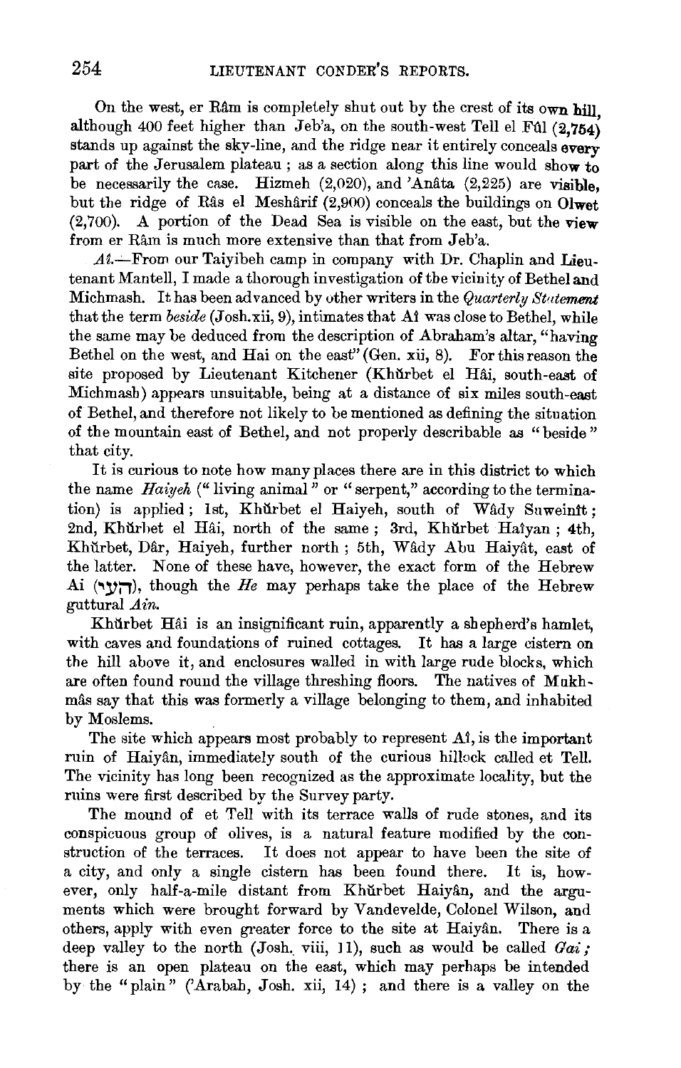On the west, er Râm is completely shut out by the crest of its own hill, although 400 feet higher than Jeb'a, on the south-west Tell el Fûl (2,754) stands up against the sky-line, and the ridge near it entirely conceals every part of the Jerusalem plateau; as a section along this line would show to be necessarily the case. Hizmeh (2,020), and 'Anâta (2,225) are visible, but the ridge of Râs el Meshârif (2,900) conceals the buildings on Olwet (2,700). A portion of the Dead Sea is visible on the east, but the view from er Râm is much more extensive than that from Jeb'a.

*Aî.*—From our Taiyibeh camp in company with Dr. Chaplin and Lieutenant Mantell, I made a thorough investigation of the vicinity of Bethel and Michmash. It has been advanced by other writers in the *Quarterly Statement* that the term *beside* (Josh. xii, 9), intimates that Aî was close to Bethel, while the same may be deduced from the description of Abraham's altar, "having Bethel on the west, and Hai on the east" (Gen. xii, 8). For this reason the site proposed by Lieutenant Kitchener (Khŭrbet el Hâi, south-east of Michmash) appears unsuitable, being at a distance of six miles south-east of Bethel, and therefore not likely to be mentioned as defining the situation of the mountain east of Bethel, and not properly describable as "beside" that city.

It is curious to note how many places there are in this district to which the name *Haiyeh* ("living animal" or "serpent," according to the termination) is applied; 1st, Khŭrbet el Haiyeh, south of Wâdy Suweinît; 2nd, Khŭrbet el Hâi, north of the same; 3rd, Khŭrbet Haîyan; 4th, Khŭrbet, Dâr, Haiyeh, further north; 5th, Wâdy Abu Haiyât, east of the latter. None of these have, however, the exact form of the Hebrew Ai (העי), though the *He* may perhaps take the place of the Hebrew guttural *Aïn.*

Khŭrbet Hâi is an insignificant ruin, apparently a shepherd's hamlet, with caves and foundations of ruined cottages. It has a large cistern on the hill above it, and enclosures walled in with large rude blocks, which are often found round the village threshing floors. The natives of Mukhmâs say that this was formerly a village belonging to them, and inhabited by Moslems.

The site which appears most probably to represent Aî, is the important ruin of Haiyân, immediately south of the curious hillock called et Tell. The vicinity has long been recognized as the approximate locality, but the ruins were first described by the Survey party.

The mound of et Tell with its terrace walls of rude stones, and its conspicuous group of olives, is a natural feature modified by the construction of the terraces. It does not appear to have been the site of a city, and only a single cistern has been found there. It is, however, only half-a-mile distant from Khŭrbet Haiyân, and the arguments which were brought forward by Vandevelde, Colonel Wilson, and others, apply with even greater force to the site at Haiyân. There is a deep valley to the north (Josh. viii, 11), such as would be called *Gai;* there is an open plateau on the east, which may perhaps be intended by the "plain" ('Arabah, Josh. xii, 14); and there is a valley on the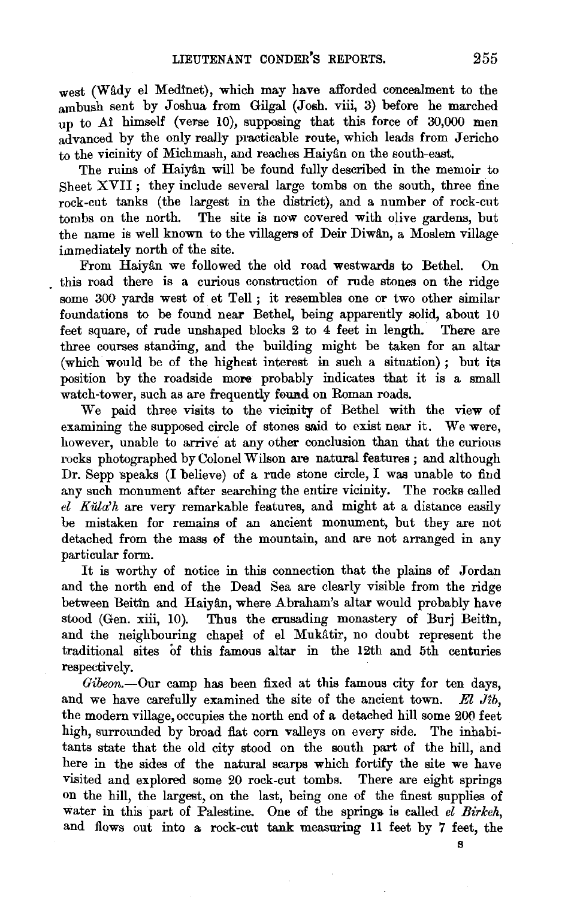west (Wâdy el Medînet), which may have afforded concealment to the ambush sent by Joshua from Gilgal (Josh. viii, 3) before he marched up to Aî himself (verse 10), supposing that this force of 30,000 men advanced by the only really practicable route, which leads from Jericho to the vicinity of Michmash, and reaches Haiyân on the south-east.

The ruins of Haiyân will be found fully described in the memoir to Sheet XVII; they include several large tombs on the south, three fine rock-cut tanks (the largest in the district), and a number of rock-cut tombs on the north. The site is now covered with olive gardens, but the name is well known to the villagers of Deir Diwân, a Moslem village immediately north of the site.

From Haiyân we followed the old road westwards to Bethel. On this road there is a curious construction of rude stones on the ridge some 300 yards west of et Tell; it resembles one or two other similar foundations to be found near Bethel, being apparently solid, about 10 feet square, of rude unshaped blocks 2 to 4 feet in length. There are three courses standing, and the building might be taken for an altar (which would be of the highest interest in such a situation); but its position by the roadside more probably indicates that it is a small watch-tower, such as are frequently found on Roman roads.

We paid three visits to the vicinity of Bethel with the view of examining the supposed circle of stones said to exist near it. We were, however, unable to arrive at any other conclusion than that the curious rocks photographed by Colonel Wilson are natural features; and although Dr. Sepp speaks (I believe) of a rude stone circle, I was unable to find any such monument after searching the entire vicinity. The rocks called *el Kŭla'h* are very remarkable features, and might at a distance easily be mistaken for remains of an ancient monument, but they are not detached from the mass of the mountain, and are not arranged in any particular form.

It is worthy of notice in this connection that the plains of Jordan and the north end of the Dead Sea are clearly visible from the ridge between Beitîn and Haiyân, where Abraham's altar would probably have stood (Gen. xiii, 10). Thus the crusading monastery of Burj Beitîn, and the neighbouring chapel of el Mukâtir, no doubt represent the traditional sites of this famous altar in the 12th and 5th centuries respectively.

*Gibeon.*—Our camp has been fixed at this famous city for ten days, and we have carefully examined the site of the ancient town. *El Jîb*, the modern village, occupies the north end of a detached hill some 200 feet high, surrounded by broad flat corn valleys on every side. The inhabitants state that the old city stood on the south part of the hill, and here in the sides of the natural scarps which fortify the site we have visited and explored some 20 rock-cut tombs. There are eight springs on the hill, the largest, on the last, being one of the finest supplies of water in this part of Palestine. One of the springs is called *el Birkeh*, and flows out into a rock-cut tank measuring 11 feet by 7 feet, the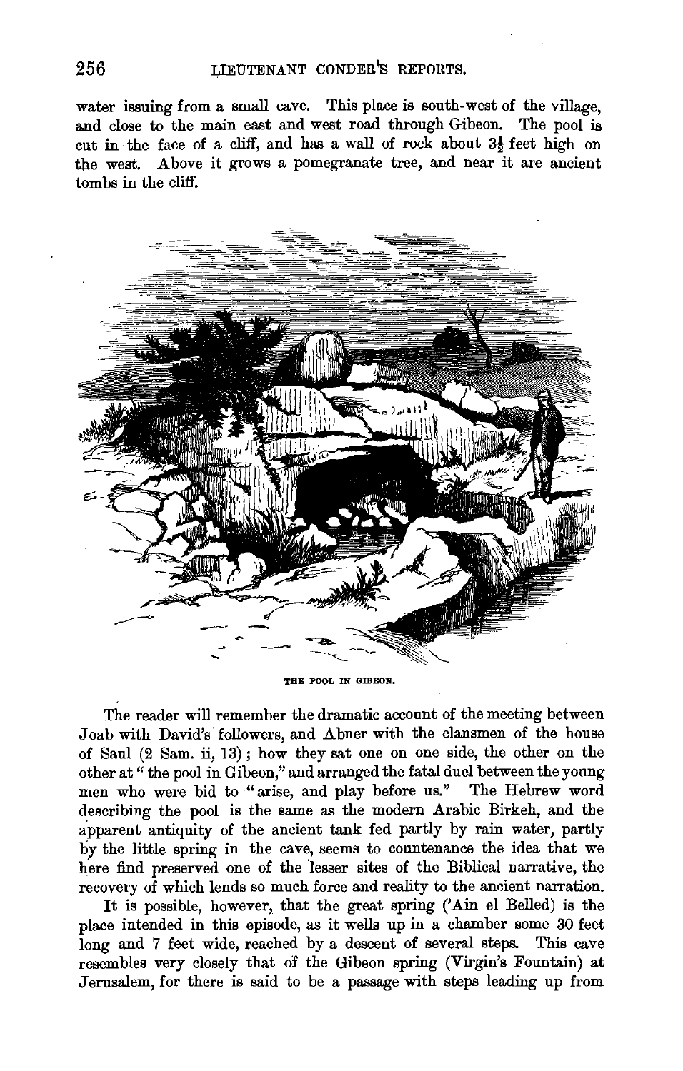water issuing from a small cave. This place is south-west of the village, and close to the main east and west road through Gibeon. The pool is cut in the face of a cliff, and has a wall of rock about 3½ feet high on the west. Above it grows a pomegranate tree, and near it are ancient tombs in the cliff.

THE POOL IN GIBEON.

The reader will remember the dramatic account of the meeting between Joab with David's followers, and Abner with the clansmen of the house of Saul (2 Sam. ii, 13); how they sat one on one side, the other on the other at "the pool in Gibeon," and arranged the fatal duel between the young men who were bid to "arise, and play before us." The Hebrew word describing the pool is the same as the modern Arabic Birkeh, and the apparent antiquity of the ancient tank fed partly by rain water, partly by the little spring in the cave, seems to countenance the idea that we here find preserved one of the lesser sites of the Biblical narrative, the recovery of which lends so much force and reality to the ancient narration.

It is possible, however, that the great spring ('Ain el Belled) is the place intended in this episode, as it wells up in a chamber some 30 feet long and 7 feet wide, reached by a descent of several steps. This cave resembles very closely that of the Gibeon spring (Virgin's Fountain) at Jerusalem, for there is said to be a passage with steps leading up from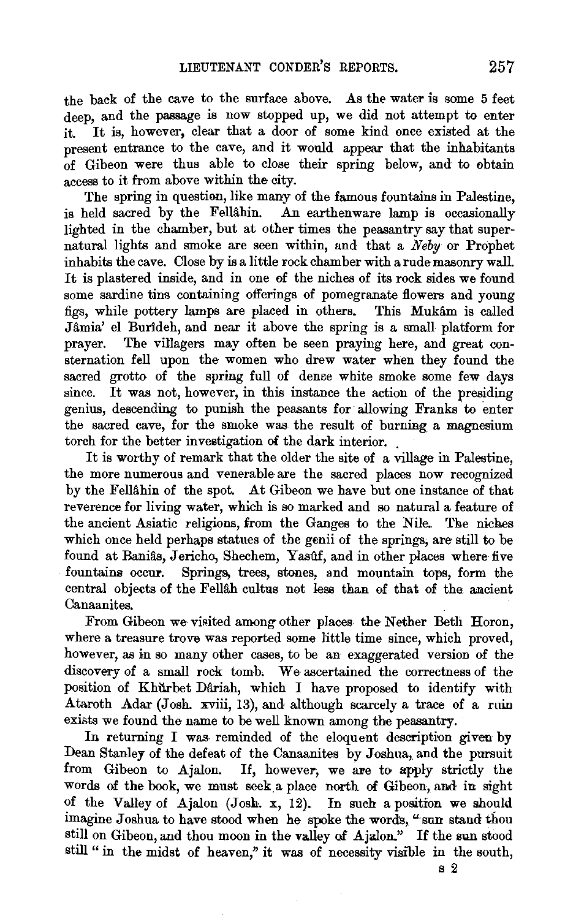the back of the cave to the surface above. As the water is some 5 feet deep, and the passage is now stopped up, we did not attempt to enter it. It is, however, clear that a door of some kind once existed at the present entrance to the cave, and it would appear that the inhabitants of Gibeon were thus able to close their spring below, and to obtain access to it from above within the city.

The spring in question, like many of the famous fountains in Palestine, is held sacred by the Fellâhin. An earthenware lamp is occasionally lighted in the chamber, but at other times the peasantry say that supernatural lights and smoke are seen within, and that a *Neby* or Prophet inhabits the cave. Close by is a little rock chamber with a rude masonry wall. It is plastered inside, and in one of the niches of its rock sides we found some sardine tins containing offerings of pomegranate flowers and young figs, while pottery lamps are placed in others. This Mukâm is called Jâmia' el Burîdeh, and near it above the spring is a small platform for prayer. The villagers may often be seen praying here, and great consternation fell upon the women who drew water when they found the sacred grotto of the spring full of dense white smoke some few days since. It was not, however, in this instance the action of the presiding genius, descending to punish the peasants for allowing Franks to enter the sacred cave, for the smoke was the result of burning a magnesium torch for the better investigation of the dark interior.

It is worthy of remark that the older the site of a village in Palestine, the more numerous and venerable are the sacred places now recognized by the Fellâhin of the spot. At Gibeon we have but one instance of that reverence for living water, which is so marked and so natural a feature of the ancient Asiatic religions, from the Ganges to the Nile. The niches which once held perhaps statues of the genii of the springs, are still to be found at Baniâs, Jericho, Shechem, Yasûf, and in other places where five fountains occur. Springs, trees, stones, and mountain tops, form the central objects of the Fellâh cultus not less than of that of the ancient Canaanites.

From Gibeon we visited among other places the Nether Beth Horon, where a treasure trove was reported some little time since, which proved, however, as in so many other cases, to be an exaggerated version of the discovery of a small rock tomb. We ascertained the correctness of the position of Khŭrbet Dâriah, which I have proposed to identify with Ataroth Adar (Josh. xviii, 13), and although scarcely a trace of a ruin exists we found the name to be well known among the peasantry.

In returning I was reminded of the eloquent description given by Dean Stanley of the defeat of the Canaanites by Joshua, and the pursuit from Gibeon to Ajalon. If, however, we are to apply strictly the words of the book, we must seek a place north of Gibeon, and in sight of the Valley of Ajalon (Josh. x, 12). In such a position we should imagine Joshua to have stood when he spoke the words, "sun stand thou still on Gibeon, and thou moon in the valley of Ajalon." If the sun stood still "in the midst of heaven," it was of necessity visible in the south,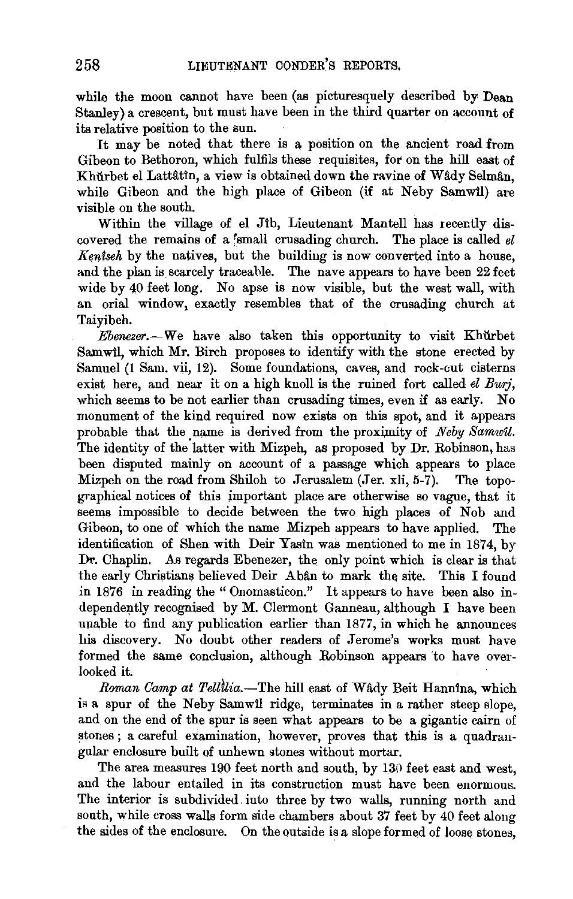while the moon cannot have been (as picturesquely described by Dean Stanley) a crescent, but must have been in the third quarter on account of its relative position to the sun.

It may be noted that there is a position on the ancient road from Gibeon to Bethoron, which fulfils these requisites, for on the hill east of Khŭrbet el Lattâtîn, a view is obtained down the ravine of Wâdy Selmân, while Gibeon and the high place of Gibeon (if at Neby Samwîl) are visible on the south.

Within the village of el Jîb, Lieutenant Mantell has recently discovered the remains of a small crusading church. The place is called *el Kenîseh* by the natives, but the building is now converted into a house, and the plan is scarcely traceable. The nave appears to have been 22 feet wide by 40 feet long. No apse is now visible, but the west wall, with an orial window, exactly resembles that of the crusading church at Taiyibeh.

*Ebenezer.*—We have also taken this opportunity to visit Khŭrbet Samwîl, which Mr. Birch proposes to identify with the stone erected by Samuel (1 Sam. vii, 12). Some foundations, caves, and rock-cut cisterns exist here, and near it on a high knoll is the ruined fort called *el Burj*, which seems to be not earlier than crusading times, even if as early. No monument of the kind required now exists on this spot, and it appears probable that the name is derived from the proximity of *Neby Samwîl.* The identity of the latter with Mizpeh, as proposed by Dr. Robinson, has been disputed mainly on account of a passage which appears to place Mizpeh on the road from Shiloh to Jerusalem (Jer. xli, 5-7). The topographical notices of this important place are otherwise so vague, that it seems impossible to decide between the two high places of Nob and Gibeon, to one of which the name Mizpeh appears to have applied. The identification of Shen with Deir Yasîn was mentioned to me in 1874, by Dr. Chaplin. As regards Ebenezer, the only point which is clear is that the early Christians believed Deir Abân to mark the site. This I found in 1876 in reading the "Onomasticon." It appears to have been also independently recognised by M. Clermont Ganneau, although I have been unable to find any publication earlier than 1877, in which he announces his discovery. No doubt other readers of Jerome's works must have formed the same conclusion, although Robinson appears to have overlooked it.

*Roman Camp at Tellûlia.*—The hill east of Wâdy Beit Hannîna, which is a spur of the Neby Samwîl ridge, terminates in a rather steep slope, and on the end of the spur is seen what appears to be a gigantic cairn of stones; a careful examination, however, proves that this is a quadrangular enclosure built of unhewn stones without mortar.

The area measures 190 feet north and south, by 130 feet east and west, and the labour entailed in its construction must have been enormous. The interior is subdivided into three by two walls, running north and south, while cross walls form side chambers about 37 feet by 40 feet along the sides of the enclosure. On the outside is a slope formed of loose stones,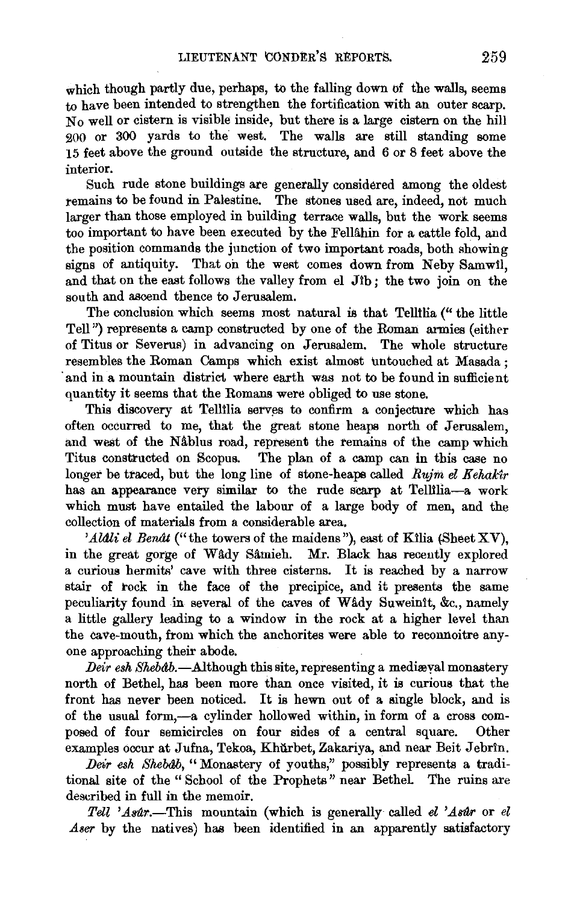which though partly due, perhaps, to the falling down of the walls, seems to have been intended to strengthen the fortification with an outer scarp. No well or cistern is visible inside, but there is a large cistern on the hill 200 or 300 yards to the west. The walls are still standing some 15 feet above the ground outside the structure, and 6 or 8 feet above the interior.

Such rude stone buildings are generally considered among the oldest remains to be found in Palestine. The stones used are, indeed, not much larger than those employed in building terrace walls, but the work seems too important to have been executed by the Fellâhin for a cattle fold, and the position commands the junction of two important roads, both showing signs of antiquity. That on the west comes down from Neby Samwîl, and that on the east follows the valley from el Jîb; the two join on the south and ascend thence to Jerusalem.

The conclusion which seems most natural is that Tellîlia ("the little Tell") represents a camp constructed by one of the Roman armies (either of Titus or Severus) in advancing on Jerusalem. The whole structure resembles the Roman Camps which exist almost untouched at Masada; and in a mountain district where earth was not to be found in sufficient quantity it seems that the Romans were obliged to use stone.

This discovery at Tellîlia serves to confirm a conjecture which has often occurred to me, that the great stone heaps north of Jerusalem, and west of the Nâblus road, represent the remains of the camp which Titus constructed on Scopus. The plan of a camp can in this case no longer be traced, but the long line of stone-heaps called *Rujm el Kehakîr* has an appearance very similar to the rude scarp at Tellîlia—a work which must have entailed the labour of a large body of men, and the collection of materials from a considerable area.

*'Alâli el Benât* ("the towers of the maidens"), east of Kîlia (Sheet XV), in the great gorge of Wâdy Sâmieh. Mr. Black has recently explored a curious hermits' cave with three cisterns. It is reached by a narrow stair of rock in the face of the precipice, and it presents the same peculiarity found in several of the caves of Wâdy Suweinît, &c., namely a little gallery leading to a window in the rock at a higher level than the cave-mouth, from which the anchorites were able to reconnoitre anyone approaching their abode.

*Deir esh Shebâb.*—Although this site, representing a mediæval monastery north of Bethel, has been more than once visited, it is curious that the front has never been noticed. It is hewn out of a single block, and is of the usual form,—a cylinder hollowed within, in form of a cross composed of four semicircles on four sides of a central square. Other examples occur at Jufna, Tekoa, Khŭrbet, Zakariya, and near Beit Jebrîn.

*Deir esh Shebâb,* "Monastery of youths," possibly represents a traditional site of the "School of the Prophets" near Bethel. The ruins are described in full in the memoir.

*Tell 'Asûr.*—This mountain (which is generally called *el 'Asûr* or *el Aser* by the natives) has been identified in an apparently satisfactory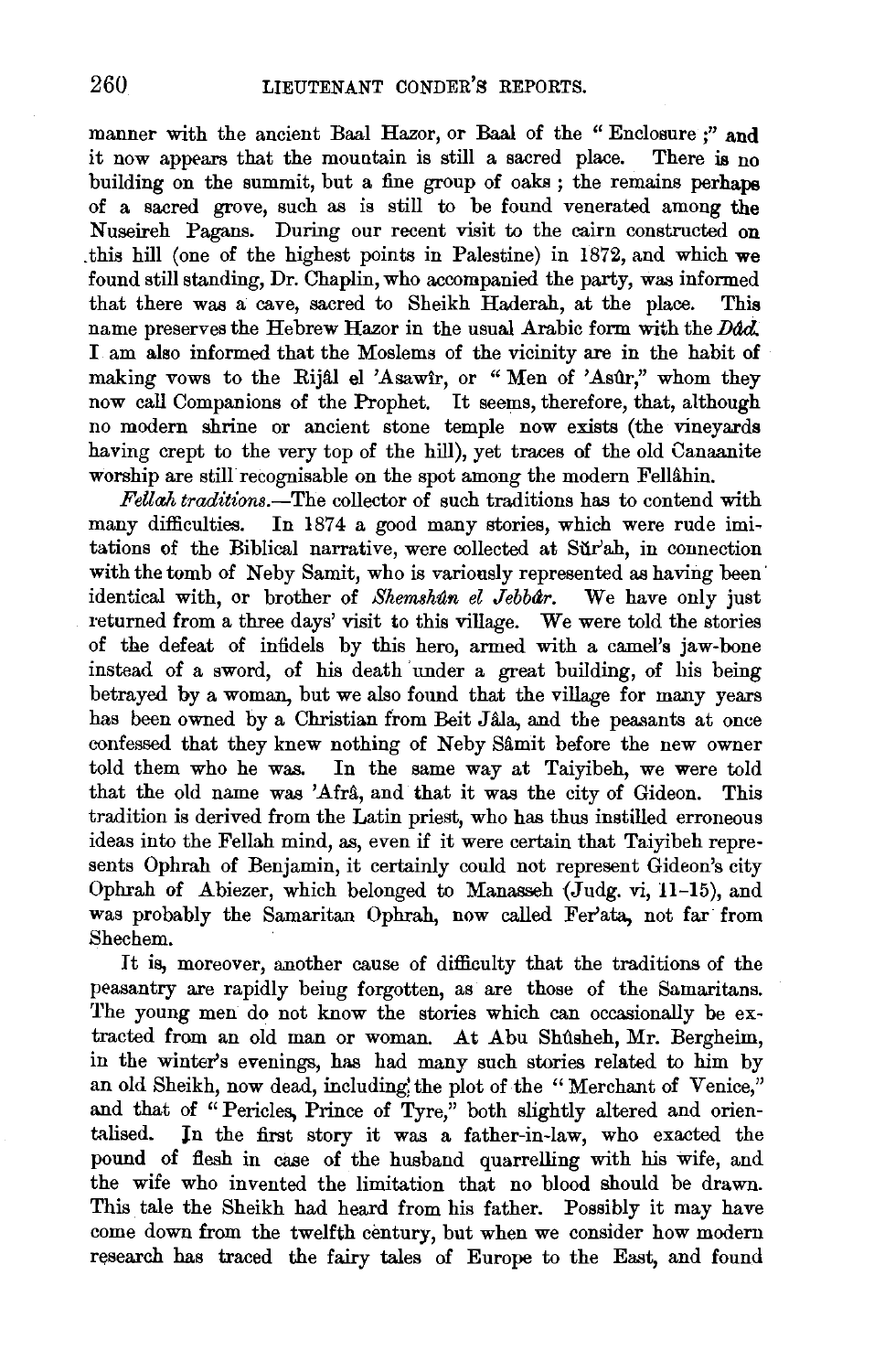manner with the ancient Baal Hazor, or Baal of the "Enclosure;" and it now appears that the mountain is still a sacred place. There is no building on the summit, but a fine group of oaks; the remains perhaps of a sacred grove, such as is still to be found venerated among the Nuseireh Pagans. During our recent visit to the cairn constructed on this hill (one of the highest points in Palestine) in 1872, and which we found still standing, Dr. Chaplin, who accompanied the party, was informed that there was a cave, sacred to Sheikh Haderah, at the place. This name preserves the Hebrew Hazor in the usual Arabic form with the *Dâd*. I am also informed that the Moslems of the vicinity are in the habit of making vows to the Rijâl el 'Asawîr, or "Men of 'Asûr," whom they now call Companions of the Prophet. It seems, therefore, that, although no modern shrine or ancient stone temple now exists (the vineyards having crept to the very top of the hill), yet traces of the old Canaanite worship are still recognisable on the spot among the modern Fellâhin.

*Fellah traditions.*—The collector of such traditions has to contend with many difficulties. In 1874 a good many stories, which were rude imitations of the Biblical narrative, were collected at Sŭr'ah, in connection with the tomb of Neby Samit, who is variously represented as having been identical with, or brother of *Shemshûn el Jebbâr*. We have only just returned from a three days' visit to this village. We were told the stories of the defeat of infidels by this hero, armed with a camel's jaw-bone instead of a sword, of his death under a great building, of his being betrayed by a woman, but we also found that the village for many years has been owned by a Christian from Beit Jâla, and the peasants at once confessed that they knew nothing of Neby Sâmit before the new owner told them who he was. In the same way at Taiyibeh, we were told that the old name was 'Afrâ, and that it was the city of Gideon. This tradition is derived from the Latin priest, who has thus instilled erroneous ideas into the Fellah mind, as, even if it were certain that Taiyibeh represents Ophrah of Benjamin, it certainly could not represent Gideon's city Ophrah of Abiezer, which belonged to Manasseh (Judg. vi, 11–15), and was probably the Samaritan Ophrah, now called Fer'ata, not far from Shechem.

It is, moreover, another cause of difficulty that the traditions of the peasantry are rapidly being forgotten, as are those of the Samaritans. The young men do not know the stories which can occasionally be extracted from an old man or woman. At Abu Shûsheh, Mr. Bergheim, in the winter's evenings, has had many such stories related to him by an old Sheikh, now dead, including the plot of the "Merchant of Venice," and that of "Pericles, Prince of Tyre," both slightly altered and orientalised. In the first story it was a father-in-law, who exacted the pound of flesh in case of the husband quarrelling with his wife, and the wife who invented the limitation that no blood should be drawn. This tale the Sheikh had heard from his father. Possibly it may have come down from the twelfth century, but when we consider how modern research has traced the fairy tales of Europe to the East, and found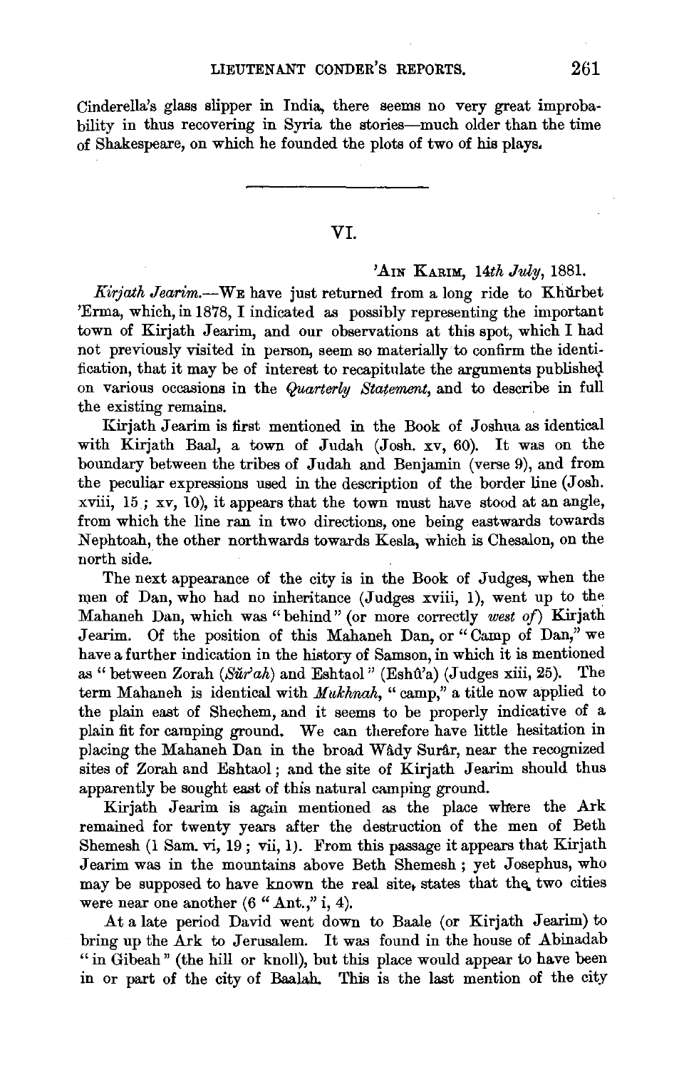Cinderella's glass slipper in India, there seems no very great improbability in thus recovering in Syria the stories—much older than the time of Shakespeare, on which he founded the plots of two of his plays.

---

## VI.

'AIN KARIM, *14th July*, 1881.

*Kirjath Jearim.*—WE have just returned from a long ride to Khŭrbet 'Erma, which, in 1878, I indicated as possibly representing the important town of Kirjath Jearim, and our observations at this spot, which I had not previously visited in person, seem so materially to confirm the identification, that it may be of interest to recapitulate the arguments published on various occasions in the *Quarterly Statement*, and to describe in full the existing remains.

Kirjath Jearim is first mentioned in the Book of Joshua as identical with Kirjath Baal, a town of Judah (Josh. xv, 60). It was on the boundary between the tribes of Judah and Benjamin (verse 9), and from the peculiar expressions used in the description of the border line (Josh. xviii, 15 ; xv, 10), it appears that the town must have stood at an angle, from which the line ran in two directions, one being eastwards towards Nephtoah, the other northwards towards Kesla, which is Chesalon, on the north side.

The next appearance of the city is in the Book of Judges, when the men of Dan, who had no inheritance (Judges xviii, 1), went up to the Mahaneh Dan, which was "behind" (or more correctly *west of*) Kirjath Jearim. Of the position of this Mahaneh Dan, or "Camp of Dan," we have a further indication in the history of Samson, in which it is mentioned as "between Zorah (*Sŭr'ah*) and Eshtaol" (Eshû'a) (Judges xiii, 25). The term Mahaneh is identical with *Mukhnah*, "camp," a title now applied to the plain east of Shechem, and it seems to be properly indicative of a plain fit for camping ground. We can therefore have little hesitation in placing the Mahaneh Dan in the broad Wâdy Surâr, near the recognized sites of Zorah and Eshtaol ; and the site of Kirjath Jearim should thus apparently be sought east of this natural camping ground.

Kirjath Jearim is again mentioned as the place where the Ark remained for twenty years after the destruction of the men of Beth Shemesh (1 Sam. vi, 19 ; vii, 1). From this passage it appears that Kirjath Jearim was in the mountains above Beth Shemesh ; yet Josephus, who may be supposed to have known the real site, states that the two cities were near one another (6 "Ant.," i, 4).

At a late period David went down to Baale (or Kirjath Jearim) to bring up the Ark to Jerusalem. It was found in the house of Abinadab "in Gibeah" (the hill or knoll), but this place would appear to have been in or part of the city of Baalah. This is the last mention of the city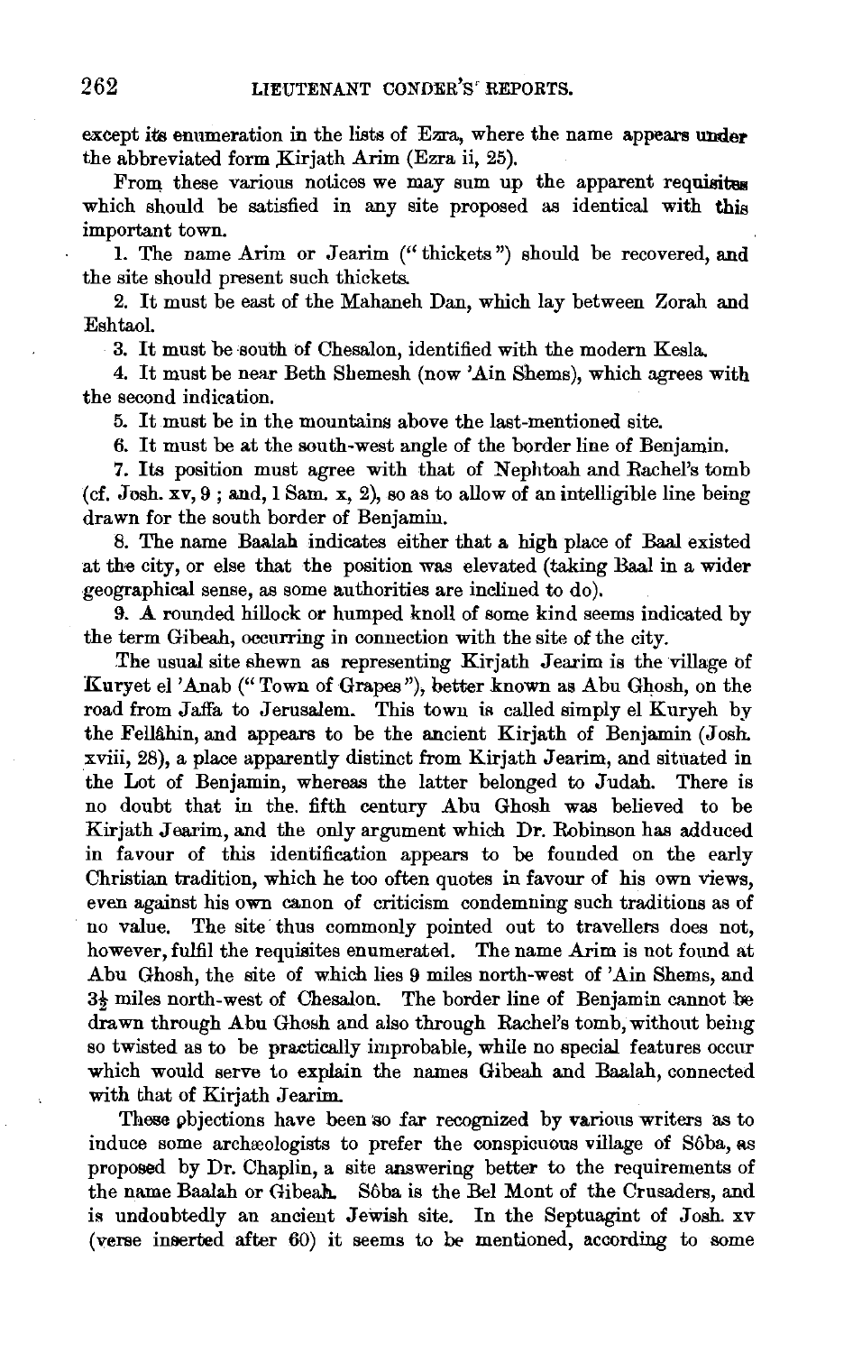except its enumeration in the lists of Ezra, where the name appears under the abbreviated form Kirjath Arim (Ezra ii, 25).

From these various notices we may sum up the apparent requisites which should be satisfied in any site proposed as identical with this important town.

1. The name Arim or Jearim ("thickets") should be recovered, and the site should present such thickets.

2. It must be east of the Mahaneh Dan, which lay between Zorah and Eshtaol.

3. It must be south of Chesalon, identified with the modern Kesla.

4. It must be near Beth Shemesh (now 'Ain Shems), which agrees with the second indication.

5. It must be in the mountains above the last-mentioned site.

6. It must be at the south-west angle of the border line of Benjamin.

7. Its position must agree with that of Nephtoah and Rachel's tomb (cf. Josh. xv, 9 ; and, 1 Sam. x, 2), so as to allow of an intelligible line being drawn for the south border of Benjamin.

8. The name Baalah indicates either that a high place of Baal existed at the city, or else that the position was elevated (taking Baal in a wider geographical sense, as some authorities are inclined to do).

9. A rounded hillock or humped knoll of some kind seems indicated by the term Gibeah, occurring in connection with the site of the city.

The usual site shewn as representing Kirjath Jearim is the village of Kuryet el 'Anab ("Town of Grapes"), better known as Abu Ghosh, on the road from Jaffa to Jerusalem. This town is called simply el Kuryeh by the Fellâhin, and appears to be the ancient Kirjath of Benjamin (Josh. xviii, 28), a place apparently distinct from Kirjath Jearim, and situated in the Lot of Benjamin, whereas the latter belonged to Judah. There is no doubt that in the fifth century Abu Ghosh was believed to be Kirjath Jearim, and the only argument which Dr. Robinson has adduced in favour of this identification appears to be founded on the early Christian tradition, which he too often quotes in favour of his own views, even against his own canon of criticism condemning such traditions as of no value. The site thus commonly pointed out to travellers does not, however, fulfil the requisites enumerated. The name Arim is not found at Abu Ghosh, the site of which lies 9 miles north-west of 'Ain Shems, and 3½ miles north-west of Chesalon. The border line of Benjamin cannot be drawn through Abu Ghosh and also through Rachel's tomb, without being so twisted as to be practically improbable, while no special features occur which would serve to explain the names Gibeah and Baalah, connected with that of Kirjath Jearim.

These objections have been so far recognized by various writers as to induce some archæologists to prefer the conspicuous village of Sôba, as proposed by Dr. Chaplin, a site answering better to the requirements of the name Baalah or Gibeah. Sôba is the Bel Mont of the Crusaders, and is undoubtedly an ancient Jewish site. In the Septuagint of Josh. xv (verse inserted after 60) it seems to be mentioned, according to some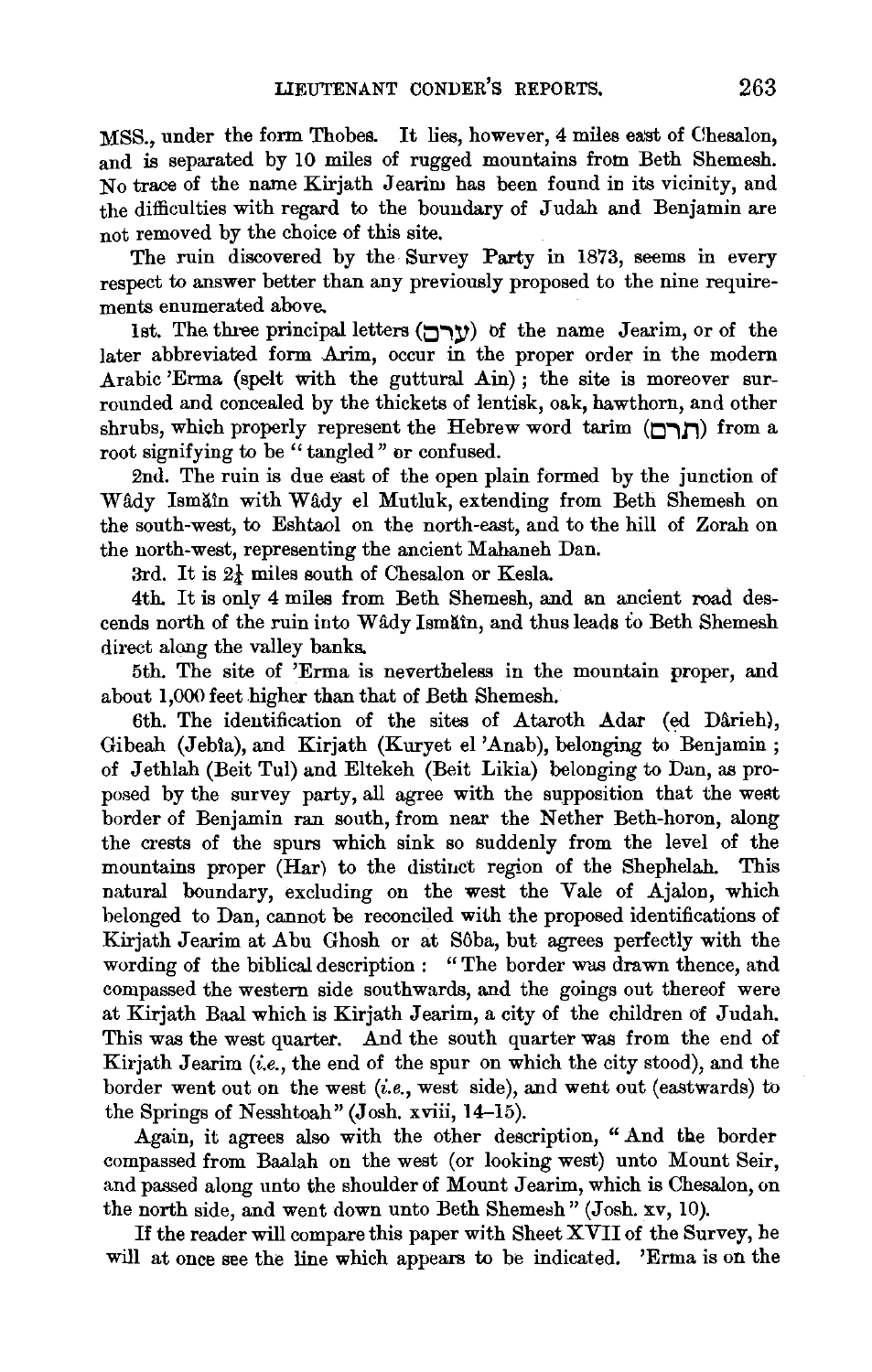MSS., under the form Thobes. It lies, however, 4 miles east of Chesalon, and is separated by 10 miles of rugged mountains from Beth Shemesh. No trace of the name Kirjath Jearim has been found in its vicinity, and the difficulties with regard to the boundary of Judah and Benjamin are not removed by the choice of this site.

The ruin discovered by the Survey Party in 1873, seems in every respect to answer better than any previously proposed to the nine requirements enumerated above.

1st. The three principal letters (ערם) of the name Jearim, or of the later abbreviated form Arim, occur in the proper order in the modern Arabic 'Erma (spelt with the guttural Ain); the site is moreover surrounded and concealed by the thickets of lentisk, oak, hawthorn, and other shrubs, which properly represent the Hebrew word tarim (חרם) from a root signifying to be "tangled" or confused.

2nd. The ruin is due east of the open plain formed by the junction of Wâdy Ismăîn with Wâdy el Mutluk, extending from Beth Shemesh on the south-west, to Eshtaol on the north-east, and to the hill of Zorah on the north-west, representing the ancient Mahaneh Dan.

3rd. It is 2¼ miles south of Chesalon or Kesla.

4th. It is only 4 miles from Beth Shemesh, and an ancient road descends north of the ruin into Wâdy Ismăîn, and thus leads to Beth Shemesh direct along the valley banks.

5th. The site of 'Erma is nevertheless in the mountain proper, and about 1,000 feet higher than that of Beth Shemesh.

6th. The identification of the sites of Ataroth Adar (ed Dârieh), Gibeah (Jebîa), and Kirjath (Kuryet el 'Anab), belonging to Benjamin; of Jethlah (Beit Tul) and Eltekeh (Beit Likia) belonging to Dan, as proposed by the survey party, all agree with the supposition that the west border of Benjamin ran south, from near the Nether Beth-horon, along the crests of the spurs which sink so suddenly from the level of the mountains proper (Har) to the distinct region of the Shephelah. This natural boundary, excluding on the west the Vale of Ajalon, which belonged to Dan, cannot be reconciled with the proposed identifications of Kirjath Jearim at Abu Ghosh or at Sôba, but agrees perfectly with the wording of the biblical description: "The border was drawn thence, and compassed the western side southwards, and the goings out thereof were at Kirjath Baal which is Kirjath Jearim, a city of the children of Judah. This was the west quarter. And the south quarter was from the end of Kirjath Jearim (*i.e.*, the end of the spur on which the city stood), and the border went out on the west (*i.e.*, west side), and went out (eastwards) to the Springs of Nesshtoah" (Josh. xviii, 14–15).

Again, it agrees also with the other description, "And the border compassed from Baalah on the west (or looking west) unto Mount Seir, and passed along unto the shoulder of Mount Jearim, which is Chesalon, on the north side, and went down unto Beth Shemesh" (Josh. xv, 10).

If the reader will compare this paper with Sheet XVII of the Survey, he will at once see the line which appears to be indicated. 'Erma is on the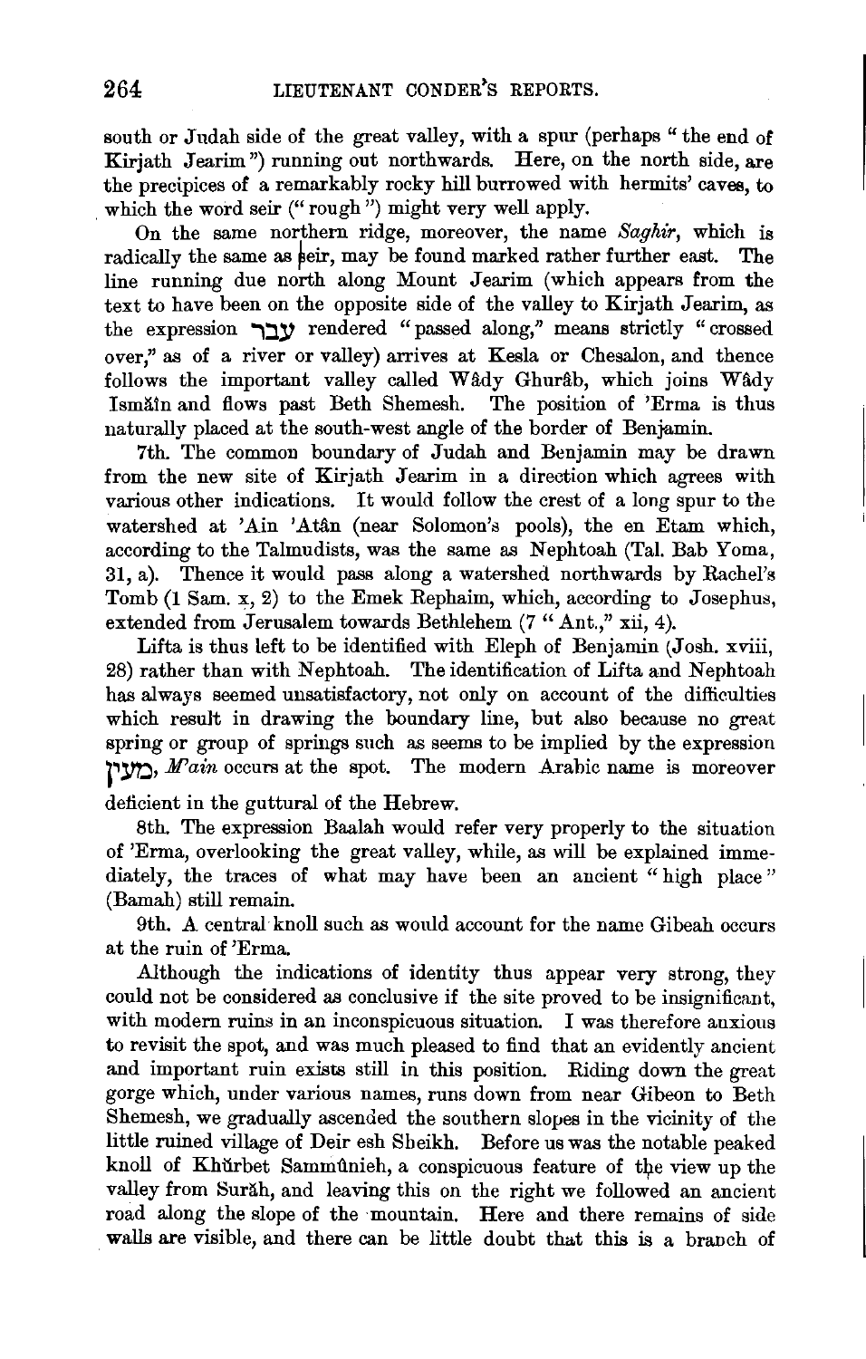south or Judah side of the great valley, with a spur (perhaps "the end of Kirjath Jearim") running out northwards. Here, on the north side, are the precipices of a remarkably rocky hill burrowed with hermits' caves, to which the word seir ("rough") might very well apply.

On the same northern ridge, moreover, the name *Saghir*, which is radically the same as Seir, may be found marked rather further east. The line running due north along Mount Jearim (which appears from the text to have been on the opposite side of the valley to Kirjath Jearim, as the expression עבר rendered "passed along," means strictly "crossed over," as of a river or valley) arrives at Kesla or Chesalon, and thence follows the important valley called Wâdy Ghurâb, which joins Wâdy Ismăîn and flows past Beth Shemesh. The position of 'Erma is thus naturally placed at the south-west angle of the border of Benjamin.

7th. The common boundary of Judah and Benjamin may be drawn from the new site of Kirjath Jearim in a direction which agrees with various other indications. It would follow the crest of a long spur to the watershed at 'Ain 'Atân (near Solomon's pools), the en Etam which, according to the Talmudists, was the same as Nephtoah (Tal. Bab Yoma, 31, a). Thence it would pass along a watershed northwards by Rachel's Tomb (1 Sam. x, 2) to the Emek Rephaim, which, according to Josephus, extended from Jerusalem towards Bethlehem (7 "Ant.," xii, 4).

Lifta is thus left to be identified with Eleph of Benjamin (Josh. xviii, 28) rather than with Nephtoah. The identification of Lifta and Nephtoah has always seemed unsatisfactory, not only on account of the difficulties which result in drawing the boundary line, but also because no great spring or group of springs such as seems to be implied by the expression מעין, *M'ain* occurs at the spot. The modern Arabic name is moreover deficient in the guttural of the Hebrew.

8th. The expression Baalah would refer very properly to the situation of 'Erma, overlooking the great valley, while, as will be explained immediately, the traces of what may have been an ancient "high place" (Bamah) still remain.

9th. A central knoll such as would account for the name Gibeah occurs at the ruin of 'Erma.

Although the indications of identity thus appear very strong, they could not be considered as conclusive if the site proved to be insignificant, with modern ruins in an inconspicuous situation. I was therefore anxious to revisit the spot, and was much pleased to find that an evidently ancient and important ruin exists still in this position. Riding down the great gorge which, under various names, runs down from near Gibeon to Beth Shemesh, we gradually ascended the southern slopes in the vicinity of the little ruined village of Deir esh Sheikh. Before us was the notable peaked knoll of Khŭrbet Sammûnieh, a conspicuous feature of the view up the valley from Surăh, and leaving this on the right we followed an ancient road along the slope of the mountain. Here and there remains of side walls are visible, and there can be little doubt that this is a branch of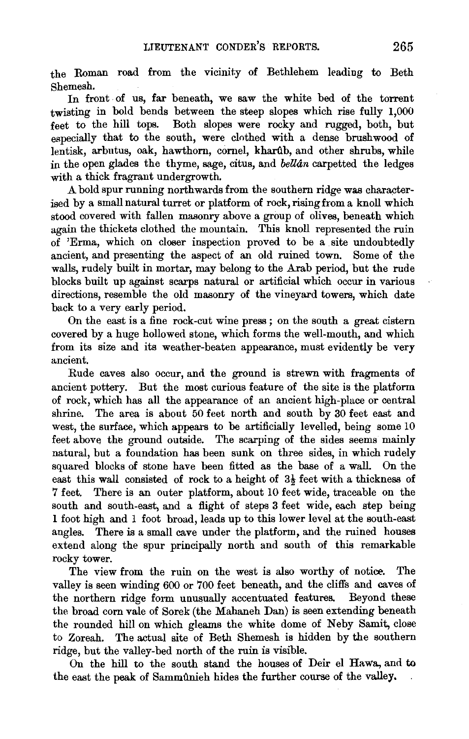the Roman road from the vicinity of Bethlehem leading to Beth Shemesh.

In front of us, far beneath, we saw the white bed of the torrent twisting in bold bends between the steep slopes which rise fully 1,000 feet to the hill tops. Both slopes were rocky and rugged, both, but especially that to the south, were clothed with a dense brushwood of lentisk, arbutus, oak, hawthorn, cornel, kharûb, and other shrubs, while in the open glades the thyme, sage, citus, and *bellân* carpetted the ledges with a thick fragrant undergrowth.

A bold spur running northwards from the southern ridge was characterised by a small natural turret or platform of rock, rising from a knoll which stood covered with fallen masonry above a group of olives, beneath which again the thickets clothed the mountain. This knoll represented the ruin of 'Erma, which on closer inspection proved to be a site undoubtedly ancient, and presenting the aspect of an old ruined town. Some of the walls, rudely built in mortar, may belong to the Arab period, but the rude blocks built up against scarps natural or artificial which occur in various directions, resemble the old masonry of the vineyard towers, which date back to a very early period.

On the east is a fine rock-cut wine press; on the south a great cistern covered by a huge hollowed stone, which forms the well-mouth, and which from its size and its weather-beaten appearance, must evidently be very ancient.

Rude caves also occur, and the ground is strewn with fragments of ancient pottery. But the most curious feature of the site is the platform of rock, which has all the appearance of an ancient high-place or central shrine. The area is about 50 feet north and south by 30 feet east and west, the surface, which appears to be artificially levelled, being some 10 feet above the ground outside. The scarping of the sides seems mainly natural, but a foundation has been sunk on three sides, in which rudely squared blocks of stone have been fitted as the base of a wall. On the east this wall consisted of rock to a height of 3½ feet with a thickness of 7 feet. There is an outer platform, about 10 feet wide, traceable on the south and south-east, and a flight of steps 3 feet wide, each step being 1 foot high and 1 foot broad, leads up to this lower level at the south-east angles. There is a small cave under the platform, and the ruined houses extend along the spur principally north and south of this remarkable rocky tower.

The view from the ruin on the west is also worthy of notice. The valley is seen winding 600 or 700 feet beneath, and the cliffs and caves of the northern ridge form unusually accentuated features. Beyond these the broad corn vale of Sorek (the Mahaneh Dan) is seen extending beneath the rounded hill on which gleams the white dome of Neby Samit, close to Zoreah. The actual site of Beth Shemesh is hidden by the southern ridge, but the valley-bed north of the ruin is visible.

On the hill to the south stand the houses of Deir el Hawa, and to the east the peak of Sammûnieh hides the further course of the valley.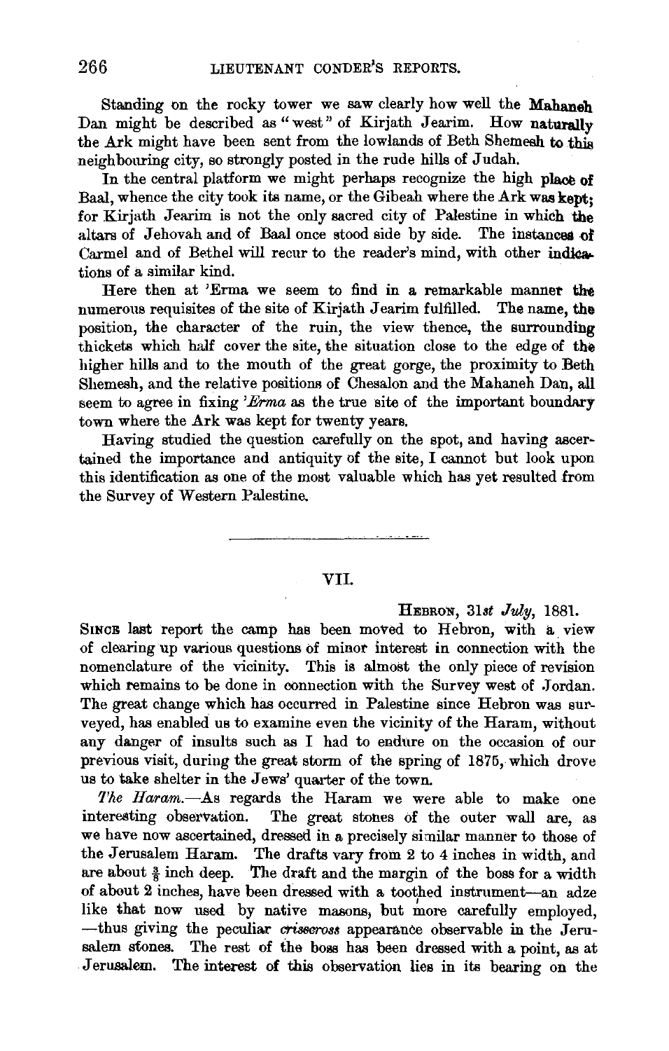Standing on the rocky tower we saw clearly how well the Mahaneh Dan might be described as "west" of Kirjath Jearim. How naturally the Ark might have been sent from the lowlands of Beth Shemesh to this neighbouring city, so strongly posted in the rude hills of Judah.

In the central platform we might perhaps recognize the high place of Baal, whence the city took its name, or the Gibeah where the Ark was kept; for Kirjath Jearim is not the only sacred city of Palestine in which the altars of Jehovah and of Baal once stood side by side. The instances of Carmel and of Bethel will recur to the reader's mind, with other indications of a similar kind.

Here then at 'Erma we seem to find in a remarkable manner the numerous requisites of the site of Kirjath Jearim fulfilled. The name, the position, the character of the ruin, the view thence, the surrounding thickets which half cover the site, the situation close to the edge of the higher hills and to the mouth of the great gorge, the proximity to Beth Shemesh, and the relative positions of Chesalon and the Mahaneh Dan, all seem to agree in fixing *'Erma* as the true site of the important boundary town where the Ark was kept for twenty years.

Having studied the question carefully on the spot, and having ascertained the importance and antiquity of the site, I cannot but look upon this identification as one of the most valuable which has yet resulted from the Survey of Western Palestine.

---

## VII.

HEBRON, 31*st* *July*, 1881.

SINCE last report the camp has been moved to Hebron, with a view of clearing up various questions of minor interest in connection with the nomenclature of the vicinity. This is almost the only piece of revision which remains to be done in connection with the Survey west of Jordan. The great change which has occurred in Palestine since Hebron was surveyed, has enabled us to examine even the vicinity of the Haram, without any danger of insults such as I had to endure on the occasion of our previous visit, during the great storm of the spring of 1875, which drove us to take shelter in the Jews' quarter of the town.

*The Haram.*—As regards the Haram we were able to make one interesting observation. The great stones of the outer wall are, as we have now ascertained, dressed in a precisely similar manner to those of the Jerusalem Haram. The drafts vary from 2 to 4 inches in width, and are about $\frac{3}{8}$ inch deep. The draft and the margin of the boss for a width of about 2 inches, have been dressed with a toothed instrument—an adze like that now used by native masons, but more carefully employed, —thus giving the peculiar *crisscross* appearance observable in the Jerusalem stones. The rest of the boss has been dressed with a point, as at Jerusalem. The interest of this observation lies in its bearing on the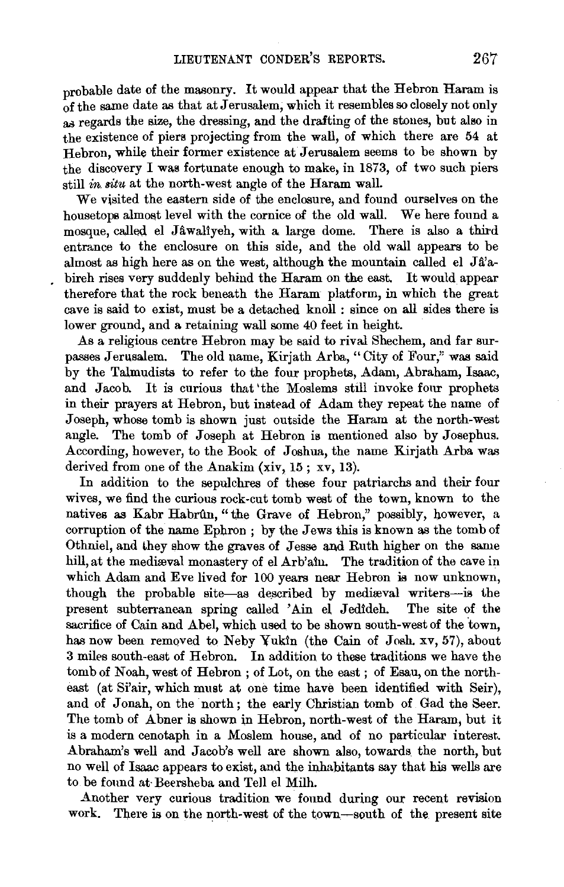probable date of the masonry. It would appear that the Hebron Haram is of the same date as that at Jerusalem, which it resembles so closely not only as regards the size, the dressing, and the drafting of the stones, but also in the existence of piers projecting from the wall, of which there are 54 at Hebron, while their former existence at Jerusalem seems to be shown by the discovery I was fortunate enough to make, in 1873, of two such piers still *in situ* at the north-west angle of the Haram wall.

We visited the eastern side of the enclosure, and found ourselves on the housetops almost level with the cornice of the old wall. We here found a mosque, called el Jâwalîyeh, with a large dome. There is also a third entrance to the enclosure on this side, and the old wall appears to be almost as high here as on the west, although the mountain called el Jâ'abireh rises very suddenly behind the Haram on the east. It would appear therefore that the rock beneath the Haram platform, in which the great cave is said to exist, must be a detached knoll: since on all sides there is lower ground, and a retaining wall some 40 feet in height.

As a religious centre Hebron may be said to rival Shechem, and far surpasses Jerusalem. The old name, Kirjath Arba, "City of Four," was said by the Talmudists to refer to the four prophets, Adam, Abraham, Isaac, and Jacob. It is curious that the Moslems still invoke four prophets in their prayers at Hebron, but instead of Adam they repeat the name of Joseph, whose tomb is shown just outside the Haram at the north-west angle. The tomb of Joseph at Hebron is mentioned also by Josephus. According, however, to the Book of Joshua, the name Kirjath Arba was derived from one of the Anakim (xiv, 15; xv, 13).

In addition to the sepulchres of these four patriarchs and their four wives, we find the curious rock-cut tomb west of the town, known to the natives as Kabr Habrûn, "the Grave of Hebron," possibly, however, a corruption of the name Ephron; by the Jews this is known as the tomb of Othniel, and they show the graves of Jesse and Ruth higher on the same hill, at the mediæval monastery of el Arb'aîn. The tradition of the cave in which Adam and Eve lived for 100 years near Hebron is now unknown, though the probable site—as described by mediæval writers—is the present subterranean spring called 'Ain el Jedîdeh. The site of the sacrifice of Cain and Abel, which used to be shown south-west of the town, has now been removed to Neby Yukîn (the Cain of Josh. xv, 57), about 3 miles south-east of Hebron. In addition to these traditions we have the tomb of Noah, west of Hebron; of Lot, on the east; of Esau, on the north-east (at Sî'air, which must at one time have been identified with Seir), and of Jonah, on the north; the early Christian tomb of Gad the Seer. The tomb of Abner is shown in Hebron, north-west of the Haram, but it is a modern cenotaph in a Moslem house, and of no particular interest. Abraham's well and Jacob's well are shown also, towards the north, but no well of Isaac appears to exist, and the inhabitants say that his wells are to be found at Beersheba and Tell el Milh.

Another very curious tradition we found during our recent revision work. There is on the north-west of the town—south of the present site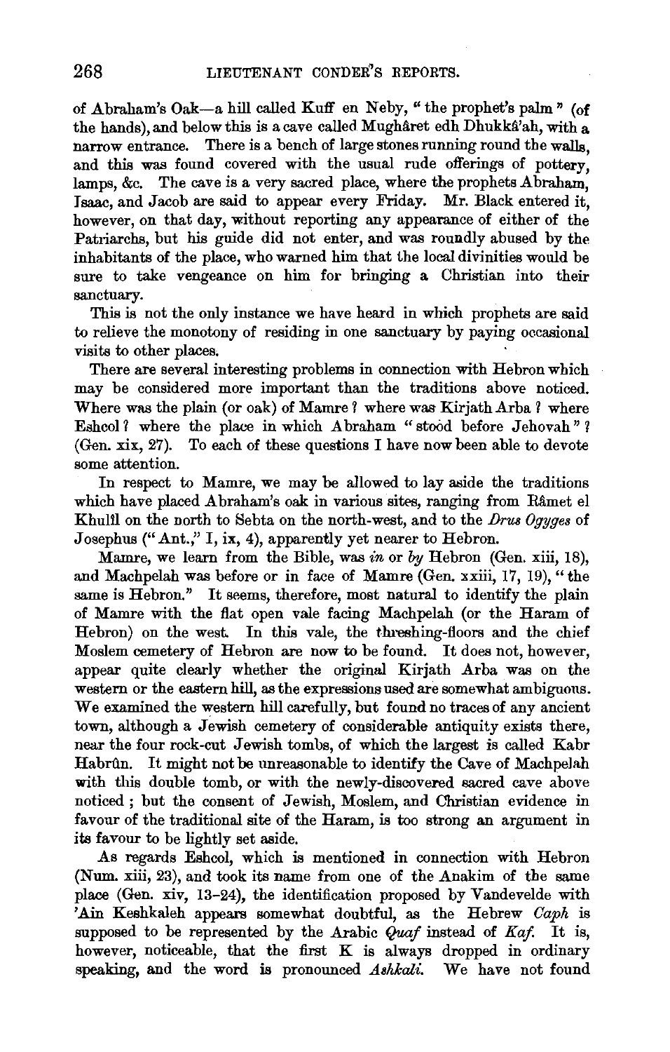of Abraham's Oak—a hill called Kuff en Neby, "the prophet's palm" (of the hands), and below this is a cave called Mughâret edh Dhukkâ'ah, with a narrow entrance. There is a bench of large stones running round the walls, and this was found covered with the usual rude offerings of pottery, lamps, &c. The cave is a very sacred place, where the prophets Abraham, Isaac, and Jacob are said to appear every Friday. Mr. Black entered it, however, on that day, without reporting any appearance of either of the Patriarchs, but his guide did not enter, and was roundly abused by the inhabitants of the place, who warned him that the local divinities would be sure to take vengeance on him for bringing a Christian into their sanctuary.

This is not the only instance we have heard in which prophets are said to relieve the monotony of residing in one sanctuary by paying occasional visits to other places.

There are several interesting problems in connection with Hebron which may be considered more important than the traditions above noticed. Where was the plain (or oak) of Mamre? where was Kirjath Arba? where Eshcol? where the place in which Abraham "stood before Jehovah"? (Gen. xix, 27). To each of these questions I have now been able to devote some attention.

In respect to Mamre, we may be allowed to lay aside the traditions which have placed Abraham's oak in various sites, ranging from Râmet el Khulîl on the north to Sebta on the north-west, and to the *Drus Ogyges* of Josephus ("Ant.," I, ix, 4), apparently yet nearer to Hebron.

Mamre, we learn from the Bible, was *in* or *by* Hebron (Gen. xiii, 18), and Machpelah was before or in face of Mamre (Gen. xxiii, 17, 19), "the same is Hebron." It seems, therefore, most natural to identify the plain of Mamre with the flat open vale facing Machpelah (or the Haram of Hebron) on the west. In this vale, the threshing-floors and the chief Moslem cemetery of Hebron are now to be found. It does not, however, appear quite clearly whether the original Kirjath Arba was on the western or the eastern hill, as the expressions used are somewhat ambiguous. We examined the western hill carefully, but found no traces of any ancient town, although a Jewish cemetery of considerable antiquity exists there, near the four rock-cut Jewish tombs, of which the largest is called Kabr Habrûn. It might not be unreasonable to identify the Cave of Machpelah with this double tomb, or with the newly-discovered sacred cave above noticed; but the consent of Jewish, Moslem, and Christian evidence in favour of the traditional site of the Haram, is too strong an argument in its favour to be lightly set aside.

As regards Eshcol, which is mentioned in connection with Hebron (Num. xiii, 23), and took its name from one of the Anakim of the same place (Gen. xiv, 13–24), the identification proposed by Vandevelde with 'Ain Keshkaleh appears somewhat doubtful, as the Hebrew *Caph* is supposed to be represented by the Arabic *Quaf* instead of *Kaf*. It is, however, noticeable, that the first K is always dropped in ordinary speaking, and the word is pronounced *Ashkali*. We have not found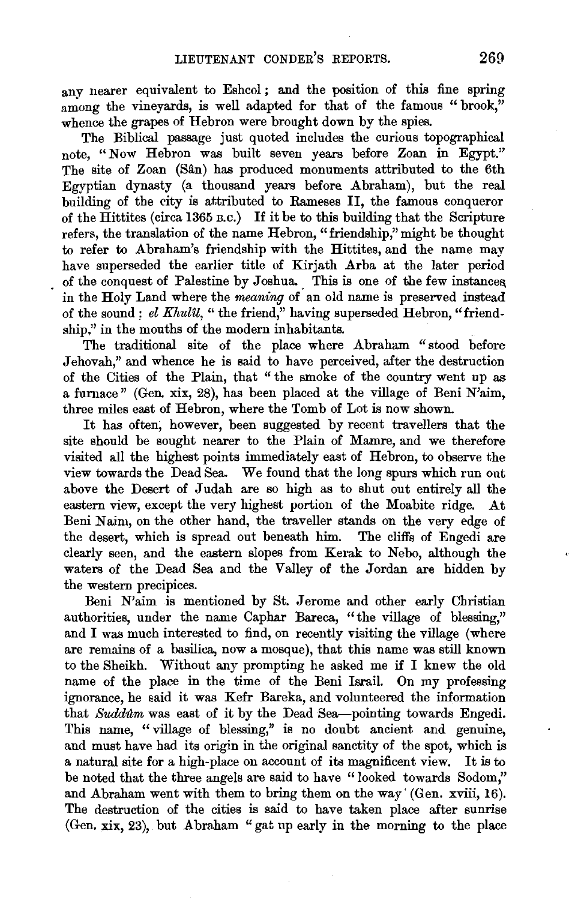any nearer equivalent to Eshcol; and the position of this fine spring among the vineyards, is well adapted for that of the famous "brook," whence the grapes of Hebron were brought down by the spies.

The Biblical passage just quoted includes the curious topographical note, "Now Hebron was built seven years before Zoan in Egypt." The site of Zoan (Sân) has produced monuments attributed to the 6th Egyptian dynasty (a thousand years before Abraham), but the real building of the city is attributed to Rameses II, the famous conqueror of the Hittites (circa 1365 B.C.) If it be to this building that the Scripture refers, the translation of the name Hebron, "friendship," might be thought to refer to Abraham's friendship with the Hittites, and the name may have superseded the earlier title of Kirjath Arba at the later period of the conquest of Palestine by Joshua. This is one of the few instances in the Holy Land where the *meaning* of an old name is preserved instead of the sound: *el Khulîl*, "the friend," having superseded Hebron, "friendship," in the mouths of the modern inhabitants.

The traditional site of the place where Abraham "stood before Jehovah," and whence he is said to have perceived, after the destruction of the Cities of the Plain, that "the smoke of the country went up as a furnace" (Gen. xix, 28), has been placed at the village of Beni N'aim, three miles east of Hebron, where the Tomb of Lot is now shown.

It has often, however, been suggested by recent travellers that the site should be sought nearer to the Plain of Mamre, and we therefore visited all the highest points immediately east of Hebron, to observe the view towards the Dead Sea. We found that the long spurs which run out above the Desert of Judah are so high as to shut out entirely all the eastern view, except the very highest portion of the Moabite ridge. At Beni Naim, on the other hand, the traveller stands on the very edge of the desert, which is spread out beneath him. The cliffs of Engedi are clearly seen, and the eastern slopes from Kerak to Nebo, although the waters of the Dead Sea and the Valley of the Jordan are hidden by the western precipices.

Beni N'aim is mentioned by St. Jerome and other early Christian authorities, under the name Caphar Bareca, "the village of blessing," and I was much interested to find, on recently visiting the village (where are remains of a basilica, now a mosque), that this name was still known to the Sheikh. Without any prompting he asked me if I knew the old name of the place in the time of the Beni Israil. On my professing ignorance, he said it was Kefr Bareka, and volunteered the information that *Suddûm* was east of it by the Dead Sea—pointing towards Engedi. This name, "village of blessing," is no doubt ancient and genuine, and must have had its origin in the original sanctity of the spot, which is a natural site for a high-place on account of its magnificent view. It is to be noted that the three angels are said to have "looked towards Sodom," and Abraham went with them to bring them on the way (Gen. xviii, 16). The destruction of the cities is said to have taken place after sunrise (Gen. xix, 23), but Abraham "gat up early in the morning to the place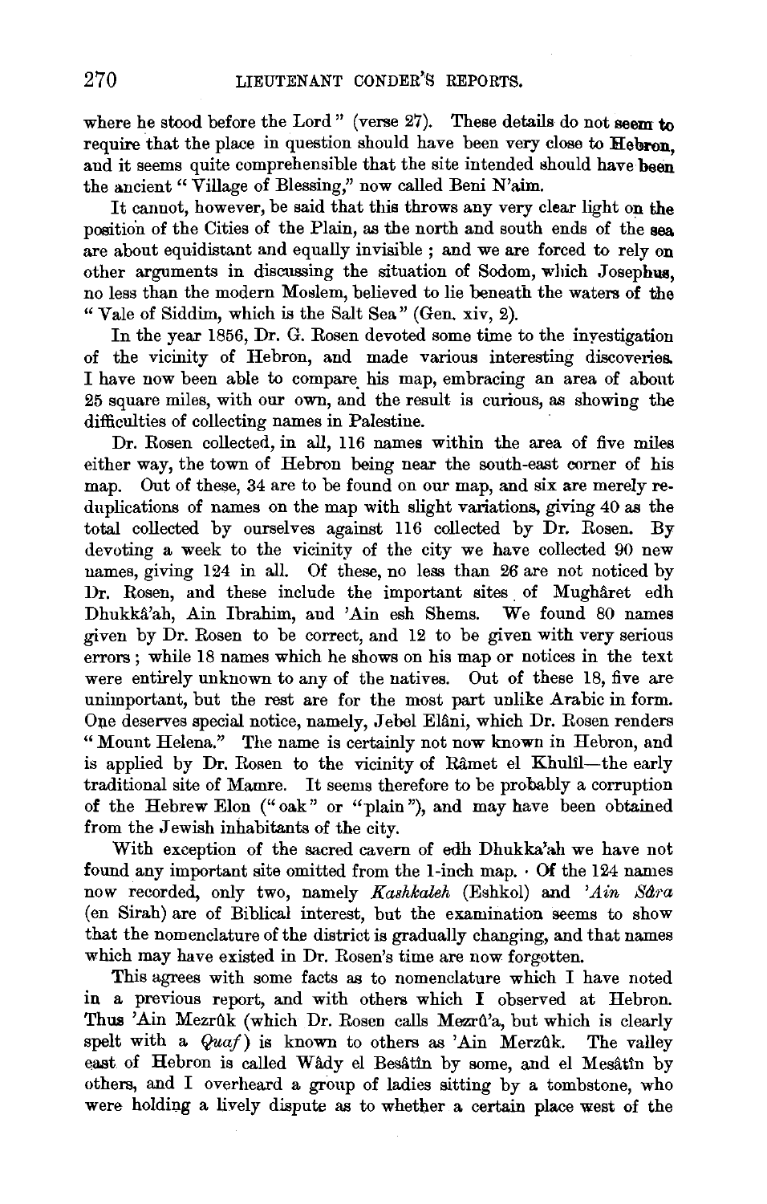where he stood before the Lord" (verse 27). These details do not seem to require that the place in question should have been very close to Hebron, and it seems quite comprehensible that the site intended should have been the ancient "Village of Blessing," now called Beni N'aim.

It cannot, however, be said that this throws any very clear light on the position of the Cities of the Plain, as the north and south ends of the sea are about equidistant and equally invisible; and we are forced to rely on other arguments in discussing the situation of Sodom, which Josephus, no less than the modern Moslem, believed to lie beneath the waters of the "Vale of Siddim, which is the Salt Sea" (Gen. xiv, 2).

In the year 1856, Dr. G. Rosen devoted some time to the investigation of the vicinity of Hebron, and made various interesting discoveries. I have now been able to compare his map, embracing an area of about 25 square miles, with our own, and the result is curious, as showing the difficulties of collecting names in Palestine.

Dr. Rosen collected, in all, 116 names within the area of five miles either way, the town of Hebron being near the south-east corner of his map. Out of these, 34 are to be found on our map, and six are merely reduplications of names on the map with slight variations, giving 40 as the total collected by ourselves against 116 collected by Dr. Rosen. By devoting a week to the vicinity of the city we have collected 90 new names, giving 124 in all. Of these, no less than 26 are not noticed by Dr. Rosen, and these include the important sites of Mughâret edh Dhukkâ'ah, Ain Ibrahim, and 'Ain esh Shems. We found 80 names given by Dr. Rosen to be correct, and 12 to be given with very serious errors; while 18 names which he shows on his map or notices in the text were entirely unknown to any of the natives. Out of these 18, five are unimportant, but the rest are for the most part unlike Arabic in form. One deserves special notice, namely, Jebel Elâni, which Dr. Rosen renders "Mount Helena." The name is certainly not now known in Hebron, and is applied by Dr. Rosen to the vicinity of Râmet el Khulîl—the early traditional site of Mamre. It seems therefore to be probably a corruption of the Hebrew Elon ("oak" or "plain"), and may have been obtained from the Jewish inhabitants of the city.

With exception of the sacred cavern of edh Dhukka'ah we have not found any important site omitted from the 1-inch map. Of the 124 names now recorded, only two, namely *Kashkaleh* (Eshkol) and *'Ain Sâra* (en Sirah) are of Biblical interest, but the examination seems to show that the nomenclature of the district is gradually changing, and that names which may have existed in Dr. Rosen's time are now forgotten.

This agrees with some facts as to nomenclature which I have noted in a previous report, and with others which I observed at Hebron. Thus 'Ain Mezrûk (which Dr. Rosen calls Mezrû'a, but which is clearly spelt with a *Quaf*) is known to others as 'Ain Merzûk. The valley east of Hebron is called Wâdy el Besâtîn by some, and el Mesâtîn by others, and I overheard a group of ladies sitting by a tombstone, who were holding a lively dispute as to whether a certain place west of the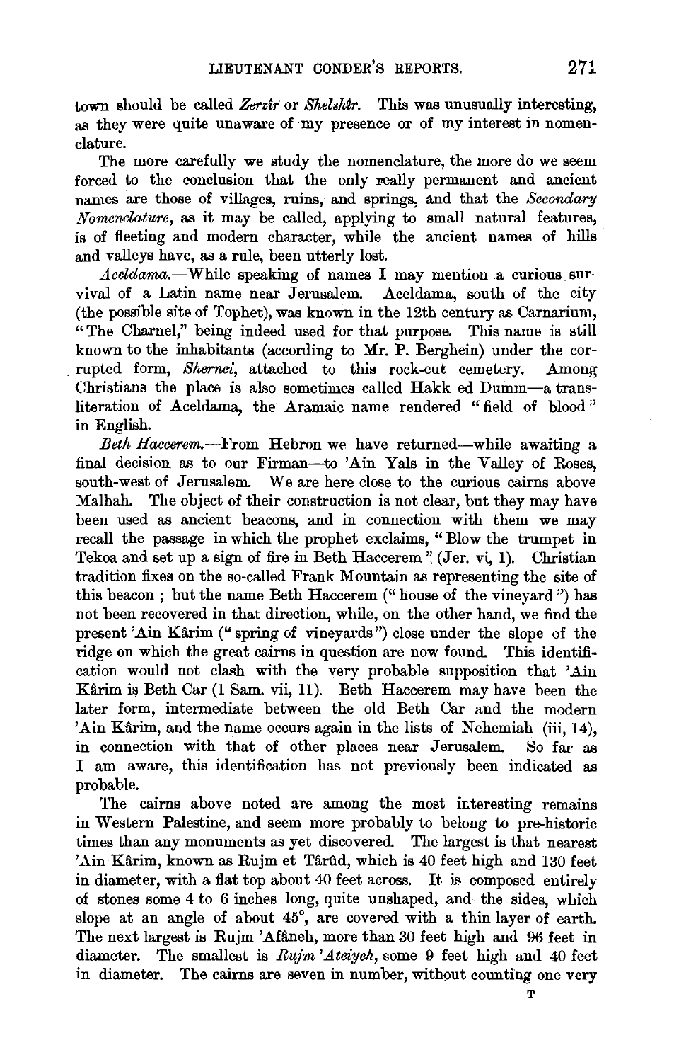town should be called *Zerzîr* or *Shelshîr*. This was unusually interesting, as they were quite unaware of my presence or of my interest in nomenclature.

The more carefully we study the nomenclature, the more do we seem forced to the conclusion that the only really permanent and ancient names are those of villages, ruins, and springs, and that the *Secondary Nomenclature*, as it may be called, applying to small natural features, is of fleeting and modern character, while the ancient names of hills and valleys have, as a rule, been utterly lost.

*Aceldama.*—While speaking of names I may mention a curious survival of a Latin name near Jerusalem. Aceldama, south of the city (the possible site of Tophet), was known in the 12th century as Carnarium, "The Charnel," being indeed used for that purpose. This name is still known to the inhabitants (according to Mr. P. Berghein) under the corrupted form, *Shernei*, attached to this rock-cut cemetery. Among Christians the place is also sometimes called Hakk ed Dumm—a transliteration of Aceldama, the Aramaic name rendered "field of blood" in English.

*Beth Haccerem.*—From Hebron we have returned—while awaiting a final decision as to our Firman—to 'Ain Yals in the Valley of Roses, south-west of Jerusalem. We are here close to the curious cairns above Malhah. The object of their construction is not clear, but they may have been used as ancient beacons, and in connection with them we may recall the passage in which the prophet exclaims, "Blow the trumpet in Tekoa and set up a sign of fire in Beth Haccerem" (Jer. vi, 1). Christian tradition fixes on the so-called Frank Mountain as representing the site of this beacon; but the name Beth Haccerem ("house of the vineyard") has not been recovered in that direction, while, on the other hand, we find the present 'Ain Kârim ("spring of vineyards") close under the slope of the ridge on which the great cairns in question are now found. This identification would not clash with the very probable supposition that 'Ain Kârim is Beth Car (1 Sam. vii, 11). Beth Haccerem may have been the later form, intermediate between the old Beth Car and the modern 'Ain Kârim, and the name occurs again in the lists of Nehemiah (iii, 14), in connection with that of other places near Jerusalem. So far as I am aware, this identification has not previously been indicated as probable.

The cairns above noted are among the most interesting remains in Western Palestine, and seem more probably to belong to pre-historic times than any monuments as yet discovered. The largest is that nearest 'Ain Kârim, known as Rujm et Târûd, which is 40 feet high and 130 feet in diameter, with a flat top about 40 feet across. It is composed entirely of stones some 4 to 6 inches long, quite unshaped, and the sides, which slope at an angle of about 45°, are covered with a thin layer of earth. The next largest is Rujm 'Afâneh, more than 30 feet high and 96 feet in diameter. The smallest is *Rujm 'Ateiyeh*, some 9 feet high and 40 feet in diameter. The cairns are seven in number, without counting one very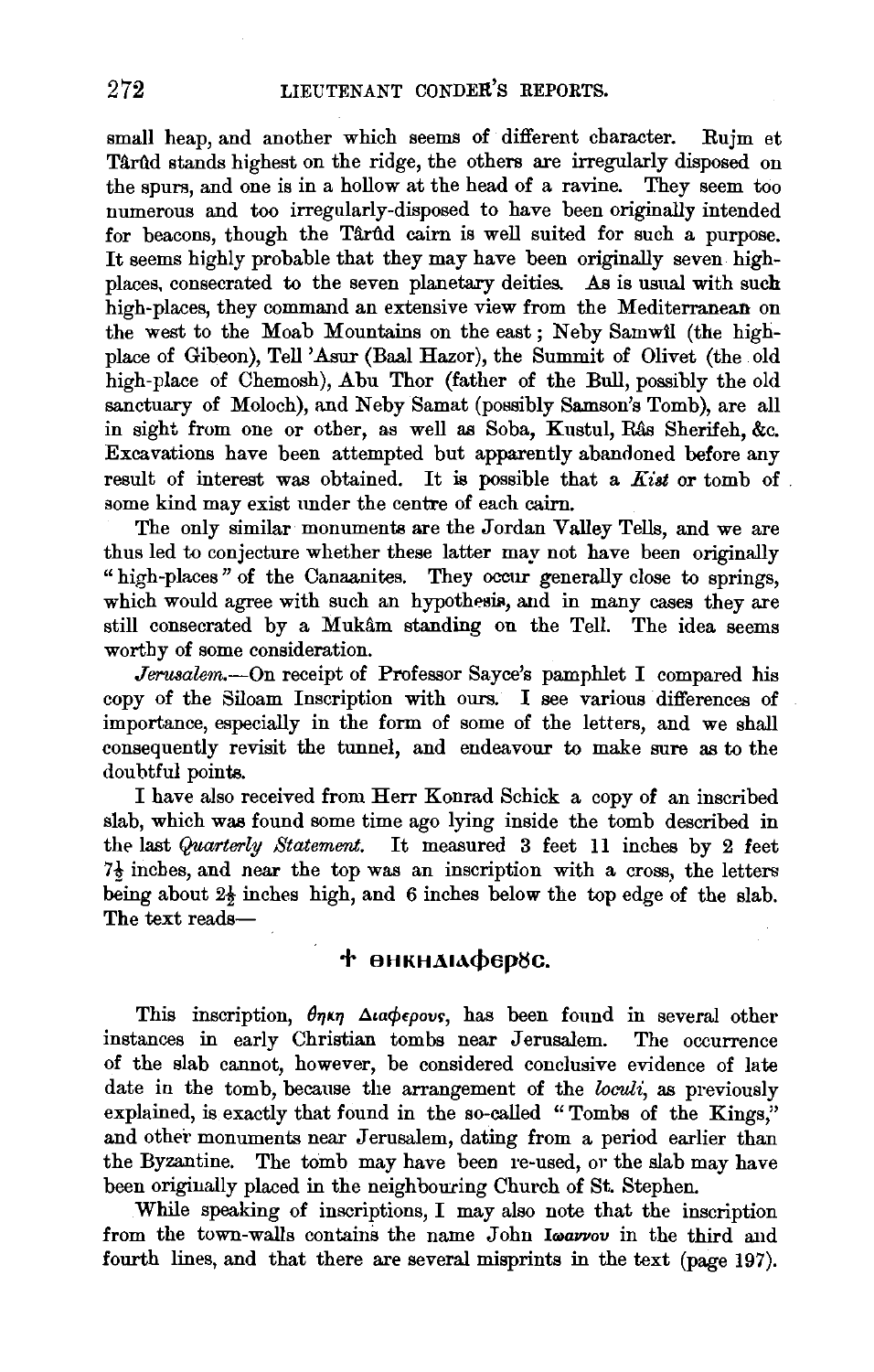small heap, and another which seems of different character. Rujm et Târûd stands highest on the ridge, the others are irregularly disposed on the spurs, and one is in a hollow at the head of a ravine. They seem too numerous and too irregularly-disposed to have been originally intended for beacons, though the Târûd cairn is well suited for such a purpose. It seems highly probable that they may have been originally seven high-places, consecrated to the seven planetary deities. As is usual with such high-places, they command an extensive view from the Mediterranean on the west to the Moab Mountains on the east; Neby Samwîl (the high-place of Gibeon), Tell 'Asur (Baal Hazor), the Summit of Olivet (the old high-place of Chemosh), Abu Thor (father of the Bull, possibly the old sanctuary of Moloch), and Neby Samat (possibly Samson's Tomb), are all in sight from one or other, as well as Soba, Kustul, Râs Sherifeh, &c. Excavations have been attempted but apparently abandoned before any result of interest was obtained. It is possible that a *Kist* or tomb of some kind may exist under the centre of each cairn.

The only similar monuments are the Jordan Valley Tells, and we are thus led to conjecture whether these latter may not have been originally "high-places" of the Canaanites. They occur generally close to springs, which would agree with such an hypothesis, and in many cases they are still consecrated by a Mukâm standing on the Tell. The idea seems worthy of some consideration.

*Jerusalem.*—On receipt of Professor Sayce's pamphlet I compared his copy of the Siloam Inscription with ours. I see various differences of importance, especially in the form of some of the letters, and we shall consequently revisit the tunnel, and endeavour to make sure as to the doubtful points.

I have also received from Herr Konrad Schick a copy of an inscribed slab, which was found some time ago lying inside the tomb described in the last *Quarterly Statement.* It measured 3 feet 11 inches by 2 feet 7½ inches, and near the top was an inscription with a cross, the letters being about 2½ inches high, and 6 inches below the top edge of the slab. The text reads—

✝ ΘΗΚΗΔΙΑΦΕΡȢC.

This inscription, θηκη Διαφερους, has been found in several other instances in early Christian tombs near Jerusalem. The occurrence of the slab cannot, however, be considered conclusive evidence of late date in the tomb, because the arrangement of the *loculi*, as previously explained, is exactly that found in the so-called "Tombs of the Kings," and other monuments near Jerusalem, dating from a period earlier than the Byzantine. The tomb may have been re-used, or the slab may have been originally placed in the neighbouring Church of St. Stephen.

While speaking of inscriptions, I may also note that the inscription from the town-walls contains the name John **Ιωαννου** in the third and fourth lines, and that there are several misprints in the text (page 197).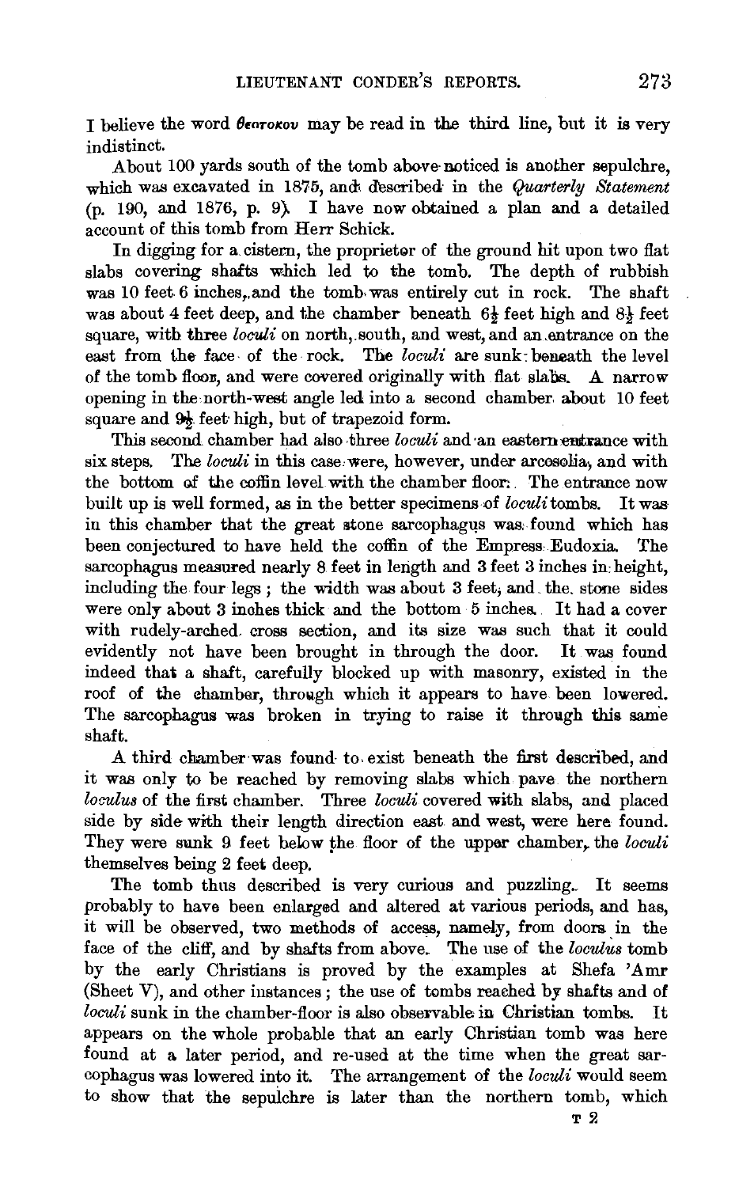I believe the word θεοτοκου may be read in the third line, but it is very indistinct.

About 100 yards south of the tomb above noticed is another sepulchre, which was excavated in 1875, and described in the *Quarterly Statement* (p. 190, and 1876, p. 9). I have now obtained a plan and a detailed account of this tomb from Herr Schick.

In digging for a cistern, the proprietor of the ground hit upon two flat slabs covering shafts which led to the tomb. The depth of rubbish was 10 feet 6 inches, and the tomb was entirely cut in rock. The shaft was about 4 feet deep, and the chamber beneath 6½ feet high and 8½ feet square, with three *loculi* on north, south, and west, and an entrance on the east from the face of the rock. The *loculi* are sunk beneath the level of the tomb floor, and were covered originally with flat slabs. A narrow opening in the north-west angle led into a second chamber about 10 feet square and 9½ feet high, but of trapezoid form.

This second chamber had also three *loculi* and an eastern entrance with six steps. The *loculi* in this case were, however, under arcosolia, and with the bottom of the coffin level with the chamber floor. The entrance now built up is well formed, as in the better specimens of *loculi* tombs. It was in this chamber that the great stone sarcophagus was found which has been conjectured to have held the coffin of the Empress Eudoxia. The sarcophagus measured nearly 8 feet in length and 3 feet 3 inches in height, including the four legs; the width was about 3 feet, and the stone sides were only about 3 inches thick and the bottom 5 inches. It had a cover with rudely-arched cross section, and its size was such that it could evidently not have been brought in through the door. It was found indeed that a shaft, carefully blocked up with masonry, existed in the roof of the chamber, through which it appears to have been lowered. The sarcophagus was broken in trying to raise it through this same shaft.

A third chamber was found to exist beneath the first described, and it was only to be reached by removing slabs which pave the northern *loculus* of the first chamber. Three *loculi* covered with slabs, and placed side by side with their length direction east and west, were here found. They were sunk 9 feet below the floor of the upper chamber, the *loculi* themselves being 2 feet deep.

The tomb thus described is very curious and puzzling. It seems probably to have been enlarged and altered at various periods, and has, it will be observed, two methods of access, namely, from doors in the face of the cliff, and by shafts from above. The use of the *loculus* tomb by the early Christians is proved by the examples at Shefa 'Amr (Sheet V), and other instances; the use of tombs reached by shafts and of *loculi* sunk in the chamber-floor is also observable in Christian tombs. It appears on the whole probable that an early Christian tomb was here found at a later period, and re-used at the time when the great sarcophagus was lowered into it. The arrangement of the *loculi* would seem to show that the sepulchre is later than the northern tomb, which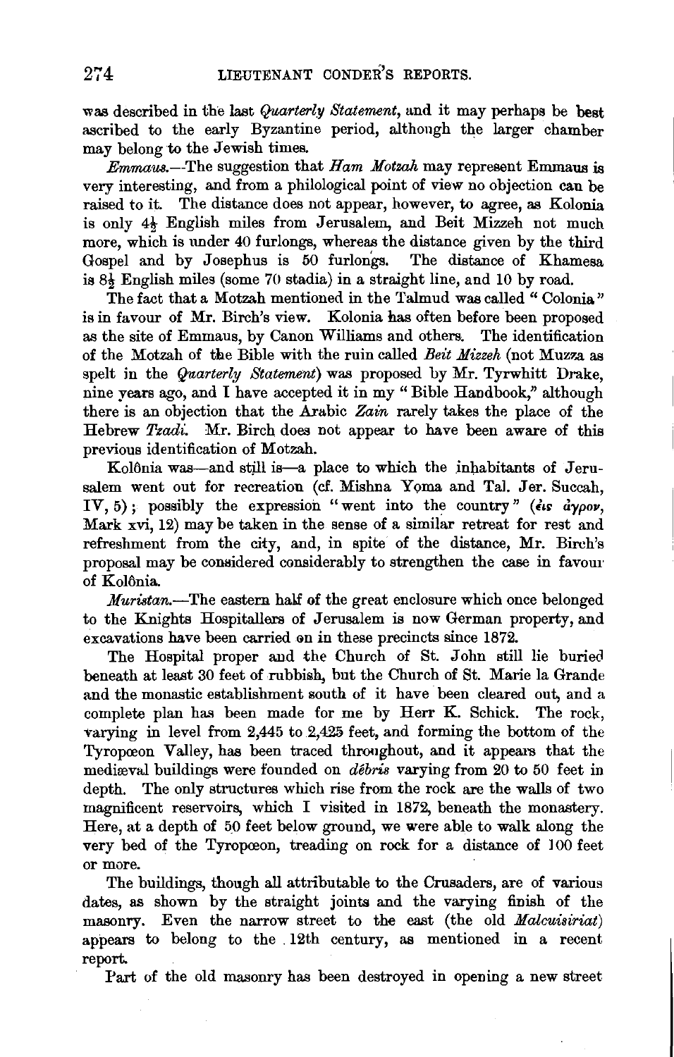was described in the last *Quarterly Statement*, and it may perhaps be best ascribed to the early Byzantine period, although the larger chamber may belong to the Jewish times.

*Emmaus.*—The suggestion that *Ham Motzah* may represent Emmaus is very interesting, and from a philological point of view no objection can be raised to it. The distance does not appear, however, to agree, as Kolonia is only 4½ English miles from Jerusalem, and Beit Mizzeh not much more, which is under 40 furlongs, whereas the distance given by the third Gospel and by Josephus is 50 furlongs. The distance of Khamesa is 8½ English miles (some 70 stadia) in a straight line, and 10 by road.

The fact that a Motzah mentioned in the Talmud was called "Colonia" is in favour of Mr. Birch's view. Kolonia has often before been proposed as the site of Emmaus, by Canon Williams and others. The identification of the Motzah of the Bible with the ruin called *Beit Mizzeh* (not Muzza as spelt in the *Quarterly Statement*) was proposed by Mr. Tyrwhitt Drake, nine years ago, and I have accepted it in my "Bible Handbook," although there is an objection that the Arabic *Zain* rarely takes the place of the Hebrew *Tzadi*. Mr. Birch does not appear to have been aware of this previous identification of Motzah.

Kolônia was—and still is—a place to which the inhabitants of Jerusalem went out for recreation (cf. Mishna Yọma and Tal. Jer. Succah, IV, 5); possibly the expression "went into the country" (εἰς ἀγρον, Mark xvi, 12) may be taken in the sense of a similar retreat for rest and refreshment from the city, and, in spite of the distance, Mr. Birch's proposal may be considered considerably to strengthen the case in favour of Kolônia.

*Muristan.*—The eastern half of the great enclosure which once belonged to the Knights Hospitallers of Jerusalem is now German property, and excavations have been carried on in these precincts since 1872.

The Hospital proper and the Church of St. John still lie buried beneath at least 30 feet of rubbish, but the Church of St. Marie la Grande and the monastic establishment south of it have been cleared out, and a complete plan has been made for me by Herr K. Schick. The rock, varying in level from 2,445 to 2,425 feet, and forming the bottom of the Tyropœon Valley, has been traced throughout, and it appears that the mediæval buildings were founded on *dêbris* varying from 20 to 50 feet in depth. The only structures which rise from the rock are the walls of two magnificent reservoirs, which I visited in 1872, beneath the monastery. Here, at a depth of 50 feet below ground, we were able to walk along the very bed of the Tyropœon, treading on rock for a distance of 100 feet or more.

The buildings, though all attributable to the Crusaders, are of various dates, as shown by the straight joints and the varying finish of the masonry. Even the narrow street to the east (the old *Malcuisiriat*) appears to belong to the 12th century, as mentioned in a recent report.

Part of the old masonry has been destroyed in opening a new street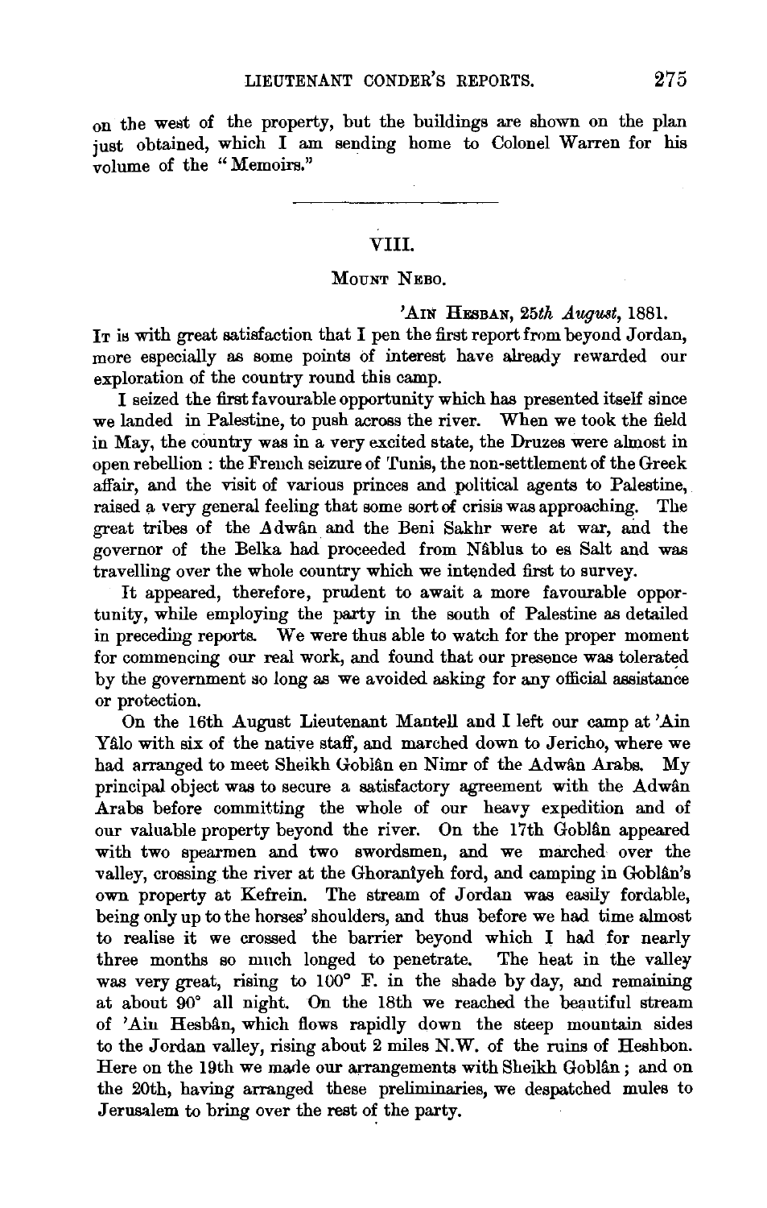on the west of the property, but the buildings are shown on the plan just obtained, which I am sending home to Colonel Warren for his volume of the "Memoirs."

---

## VIII.

### Mount Nebo.

'Ain Hesban, *25th August*, 1881.

It is with great satisfaction that I pen the first report from beyond Jordan, more especially as some points of interest have already rewarded our exploration of the country round this camp.

I seized the first favourable opportunity which has presented itself since we landed in Palestine, to push across the river. When we took the field in May, the country was in a very excited state, the Druzes were almost in open rebellion : the French seizure of Tunis, the non-settlement of the Greek affair, and the visit of various princes and political agents to Palestine, raised a very general feeling that some sort of crisis was approaching. The great tribes of the Adwân and the Beni Sakhr were at war, and the governor of the Belka had proceeded from Nâblus to es Salt and was travelling over the whole country which we intended first to survey.

It appeared, therefore, prudent to await a more favourable opportunity, while employing the party in the south of Palestine as detailed in preceding reports. We were thus able to watch for the proper moment for commencing our real work, and found that our presence was tolerated by the government so long as we avoided asking for any official assistance or protection.

On the 16th August Lieutenant Mantell and I left our camp at 'Ain Yâlo with six of the native staff, and marched down to Jericho, where we had arranged to meet Sheikh Goblân en Nimr of the Adwân Arabs. My principal object was to secure a satisfactory agreement with the Adwân Arabs before committing the whole of our heavy expedition and of our valuable property beyond the river. On the 17th Goblân appeared with two spearmen and two swordsmen, and we marched over the valley, crossing the river at the Ghoranîyeh ford, and camping in Goblân's own property at Kefrein. The stream of Jordan was easily fordable, being only up to the horses' shoulders, and thus before we had time almost to realise it we crossed the barrier beyond which I had for nearly three months so much longed to penetrate. The heat in the valley was very great, rising to 100° F. in the shade by day, and remaining at about 90° all night. On the 18th we reached the beautiful stream of 'Ain Hesbân, which flows rapidly down the steep mountain sides to the Jordan valley, rising about 2 miles N.W. of the ruins of Heshbon. Here on the 19th we made our arrangements with Sheikh Goblân ; and on the 20th, having arranged these preliminaries, we despatched mules to Jerusalem to bring over the rest of the party.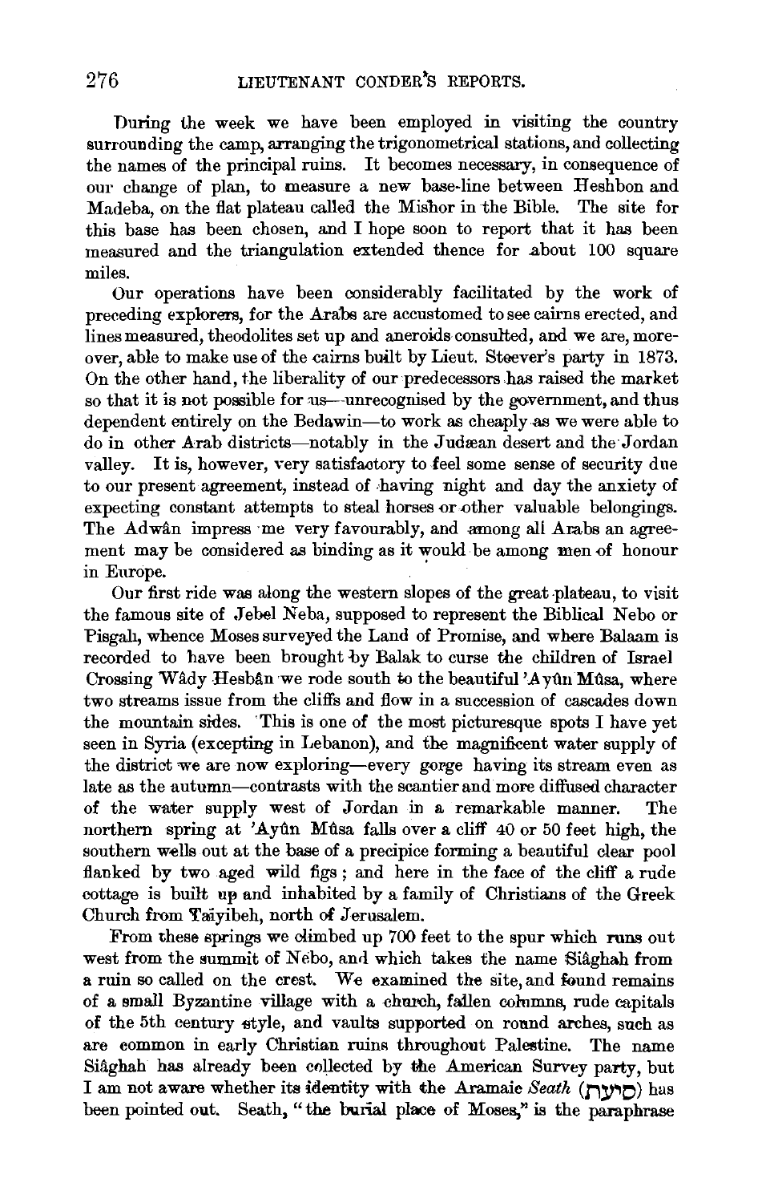During the week we have been employed in visiting the country surrounding the camp, arranging the trigonometrical stations, and collecting the names of the principal ruins. It becomes necessary, in consequence of our change of plan, to measure a new base-line between Heshbon and Madeba, on the flat plateau called the Mishor in the Bible. The site for this base has been chosen, and I hope soon to report that it has been measured and the triangulation extended thence for about 100 square miles.

Our operations have been considerably facilitated by the work of preceding explorers, for the Arabs are accustomed to see cairns erected, and lines measured, theodolites set up and aneroids consulted, and we are, moreover, able to make use of the cairns built by Lieut. Steever's party in 1873. On the other hand, the liberality of our predecessors has raised the market so that it is not possible for us—unrecognised by the government, and thus dependent entirely on the Bedawin—to work as cheaply as we were able to do in other Arab districts—notably in the Judæan desert and the Jordan valley. It is, however, very satisfactory to feel some sense of security due to our present agreement, instead of having night and day the anxiety of expecting constant attempts to steal horses or other valuable belongings. The Adwân impress me very favourably, and among all Arabs an agreement may be considered as binding as it would be among men of honour in Europe.

Our first ride was along the western slopes of the great plateau, to visit the famous site of Jebel Neba, supposed to represent the Biblical Nebo or Pisgah, whence Moses surveyed the Land of Promise, and where Balaam is recorded to have been brought by Balak to curse the children of Israel Crossing Wâdy Hesbân we rode south to the beautiful 'Ayûn Mûsa, where two streams issue from the cliffs and flow in a succession of cascades down the mountain sides. This is one of the most picturesque spots I have yet seen in Syria (excepting in Lebanon), and the magnificent water supply of the district we are now exploring—every gorge having its stream even as late as the autumn—contrasts with the scantier and more diffused character of the water supply west of Jordan in a remarkable manner. The northern spring at 'Ayûn Mûsa falls over a cliff 40 or 50 feet high, the southern wells out at the base of a precipice forming a beautiful clear pool flanked by two aged wild figs; and here in the face of the cliff a rude cottage is built up and inhabited by a family of Christians of the Greek Church from Taiyibeh, north of Jerusalem.

From these springs we climbed up 700 feet to the spur which runs out west from the summit of Nebo, and which takes the name Siâghah from a ruin so called on the crest. We examined the site, and found remains of a small Byzantine village with a church, fallen columns, rude capitals of the 5th century style, and vaults supported on round arches, such as are common in early Christian ruins throughout Palestine. The name Siâghah has already been collected by the American Survey party, but I am not aware whether its identity with the Aramaic *Seath* (סיעת) has been pointed out. Seath, "the burial place of Moses," is the paraphrase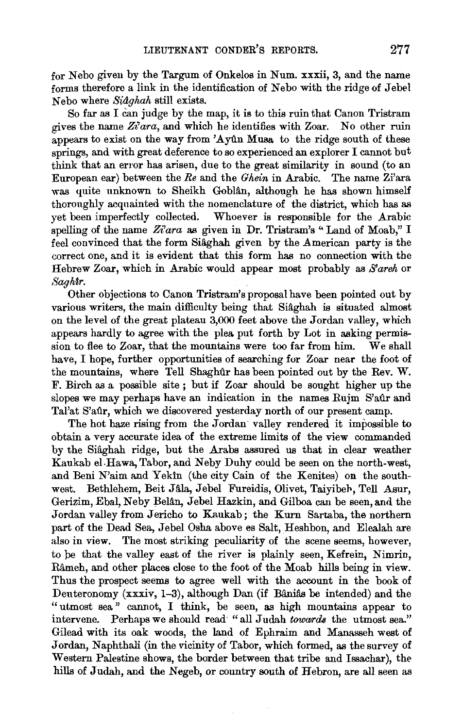for Nebo given by the Targum of Onkelos in Num. xxxii, 3, and the name forms therefore a link in the identification of Nebo with the ridge of Jebel Nebo where *Siâghah* still exists.

So far as I can judge by the map, it is to this ruin that Canon Tristram gives the name *Zi'ara*, and which he identifies with Zoar. No other ruin appears to exist on the way from 'Ayûn Musa to the ridge south of these springs, and with great deference to so experienced an explorer I cannot but think that an error has arisen, due to the great similarity in sound (to an European ear) between the *Re* and the *Ghein* in Arabic. The name Zi'ara was quite unknown to Sheikh Goblân, although he has shown himself thoroughly acquainted with the nomenclature of the district, which has as yet been imperfectly collected. Whoever is responsible for the Arabic spelling of the name *Zi'ara* as given in Dr. Tristram's "Land of Moab," I feel convinced that the form Siâghah given by the American party is the correct one, and it is evident that this form has no connection with the Hebrew Zoar, which in Arabic would appear most probably as *S'areh* or *Saghîr*.

Other objections to Canon Tristram's proposal have been pointed out by various writers, the main difficulty being that Siâghah is situated almost on the level of the great plateau 3,000 feet above the Jordan valley, which appears hardly to agree with the plea put forth by Lot in asking permission to flee to Zoar, that the mountains were too far from him. We shall have, I hope, further opportunities of searching for Zoar near the foot of the mountains, where Tell Shaghûr has been pointed out by the Rev. W. F. Birch as a possible site; but if Zoar should be sought higher up the slopes we may perhaps have an indication in the names Rujm S'aûr and Tal'at S'aûr, which we discovered yesterday north of our present camp.

The hot haze rising from the Jordan valley rendered it impossible to obtain a very accurate idea of the extreme limits of the view commanded by the Siâghah ridge, but the Arabs assured us that in clear weather Kaukab el-Hawa, Tabor, and Neby Duhy could be seen on the north-west, and Beni N'aim and Yekîn (the city Cain of the Kenites) on the south-west. Bethlehem, Beit Jâla, Jebel Fureidis, Olivet, Taiyibeh, Tell Asur, Gerizim, Ebal, Neby Belân, Jebel Hazkin, and Gilboa can be seen, and the Jordan valley from Jericho to Kaukab; the Kurn Sartaba, the northern part of the Dead Sea, Jebel Osha above es Salt, Heshbon, and Elealah are also in view. The most striking peculiarity of the scene seems, however, to be that the valley east of the river is plainly seen, Kefrein, Nimrin, Râmeh, and other places close to the foot of the Moab hills being in view. Thus the prospect seems to agree well with the account in the book of Deuteronomy (xxxiv, 1–3), although Dan (if Bâniâs be intended) and the "utmost sea" cannot, I think, be seen, as high mountains appear to intervene. Perhaps we should read "all Judah *towards* the utmost sea." Gilead with its oak woods, the land of Ephraim and Manasseh west of Jordan, Naphthali (in the vicinity of Tabor, which formed, as the survey of Western Palestine shows, the border between that tribe and Issachar), the hills of Judah, and the Negeb, or country south of Hebron, are all seen as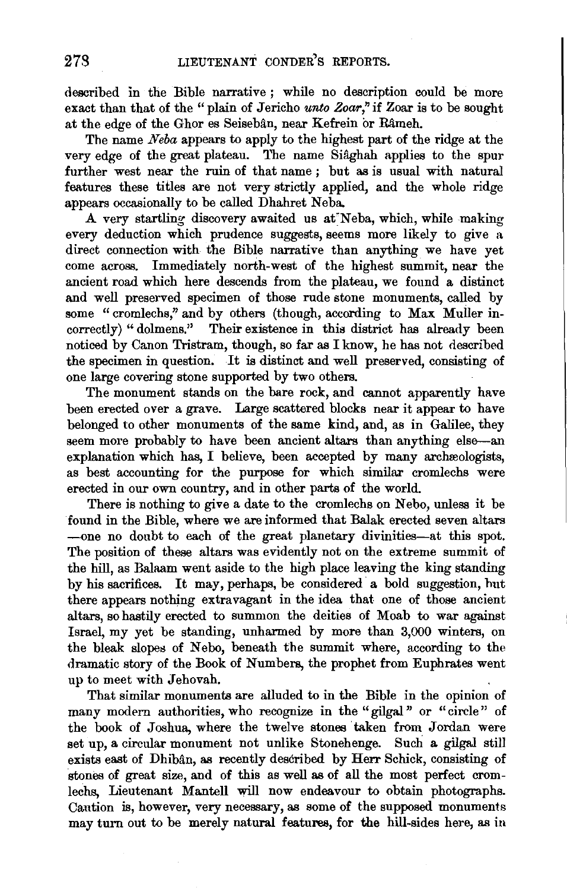described in the Bible narrative; while no description could be more exact than that of the "plain of Jericho *unto Zoar*," if Zoar is to be sought at the edge of the Ghor es Seisebân, near Kefrein or Râmeh.

The name *Neba* appears to apply to the highest part of the ridge at the very edge of the great plateau. The name Siâghah applies to the spur further west near the ruin of that name; but as is usual with natural features these titles are not very strictly applied, and the whole ridge appears occasionally to be called Dhahret Neba.

A very startling discovery awaited us at Neba, which, while making every deduction which prudence suggests, seems more likely to give a direct connection with the Bible narrative than anything we have yet come across. Immediately north-west of the highest summit, near the ancient road which here descends from the plateau, we found a distinct and well preserved specimen of those rude stone monuments, called by some "cromlechs," and by others (though, according to Max Muller incorrectly) "dolmens." Their existence in this district has already been noticed by Canon Tristram, though, so far as I know, he has not described the specimen in question. It is distinct and well preserved, consisting of one large covering stone supported by two others.

The monument stands on the bare rock, and cannot apparently have been erected over a grave. Large scattered blocks near it appear to have belonged to other monuments of the same kind, and, as in Galilee, they seem more probably to have been ancient altars than anything else—an explanation which has, I believe, been accepted by many archæologists, as best accounting for the purpose for which similar cromlechs were erected in our own country, and in other parts of the world.

There is nothing to give a date to the cromlechs on Nebo, unless it be found in the Bible, where we are informed that Balak erected seven altars —one no doubt to each of the great planetary divinities—at this spot. The position of these altars was evidently not on the extreme summit of the hill, as Balaam went aside to the high place leaving the king standing by his sacrifices. It may, perhaps, be considered a bold suggestion, but there appears nothing extravagant in the idea that one of those ancient altars, so hastily erected to summon the deities of Moab to war against Israel, my yet be standing, unharmed by more than 3,000 winters, on the bleak slopes of Nebo, beneath the summit where, according to the dramatic story of the Book of Numbers, the prophet from Euphrates went up to meet with Jehovah.

That similar monuments are alluded to in the Bible in the opinion of many modern authorities, who recognize in the "gilgal" or "circle" of the book of Joshua, where the twelve stones taken from Jordan were set up, a circular monument not unlike Stonehenge. Such a gilgal still exists east of Dhibân, as recently described by Herr Schick, consisting of stones of great size, and of this as well as of all the most perfect cromlechs, Lieutenant Mantell will now endeavour to obtain photographs. Caution is, however, very necessary, as some of the supposed monuments may turn out to be merely natural features, for the hill-sides here, as in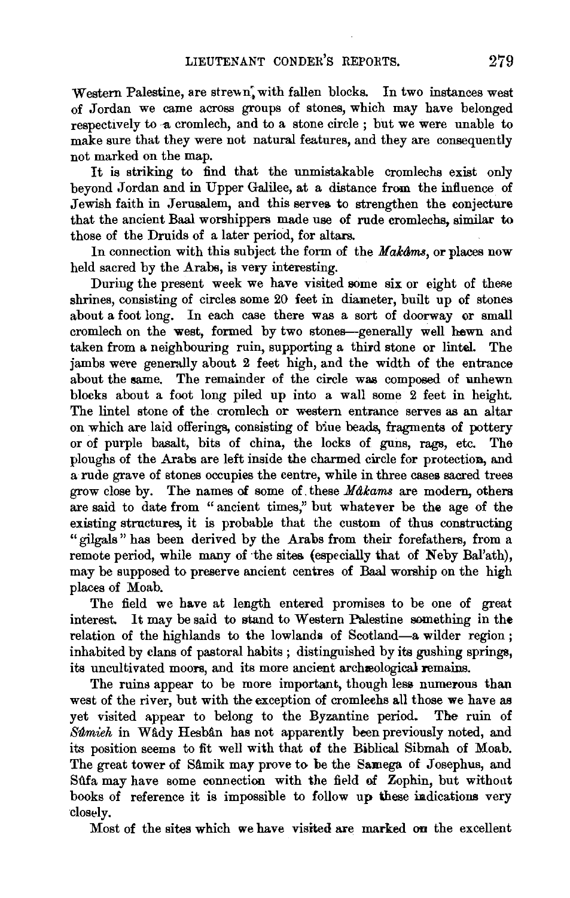Western Palestine, are strewn, with fallen blocks. In two instances west of Jordan we came across groups of stones, which may have belonged respectively to a cromlech, and to a stone circle; but we were unable to make sure that they were not natural features, and they are consequently not marked on the map.

It is striking to find that the unmistakable cromlechs exist only beyond Jordan and in Upper Galilee, at a distance from the influence of Jewish faith in Jerusalem, and this serves to strengthen the conjecture that the ancient Baal worshippers made use of rude cromlechs, similar to those of the Druids of a later period, for altars.

In connection with this subject the form of the *Makâms*, or places now held sacred by the Arabs, is very interesting.

During the present week we have visited some six or eight of these shrines, consisting of circles some 20 feet in diameter, built up of stones about a foot long. In each case there was a sort of doorway or small cromlech on the west, formed by two stones—generally well hewn and taken from a neighbouring ruin, supporting a third stone or lintel. The jambs were generally about 2 feet high, and the width of the entrance about the same. The remainder of the circle was composed of unhewn blocks about a foot long piled up into a wall some 2 feet in height. The lintel stone of the cromlech or western entrance serves as an altar on which are laid offerings, consisting of blue beads, fragments of pottery or of purple basalt, bits of china, the locks of guns, rags, etc. The ploughs of the Arabs are left inside the charmed circle for protection, and a rude grave of stones occupies the centre, while in three cases sacred trees grow close by. The names of some of these *Mâkams* are modern, others are said to date from "ancient times," but whatever be the age of the existing structures, it is probable that the custom of thus constructing "gilgals" has been derived by the Arabs from their forefathers, from a remote period, while many of the sites (especially that of Neby Bal'ath), may be supposed to preserve ancient centres of Baal worship on the high places of Moab.

The field we have at length entered promises to be one of great interest. It may be said to stand to Western Palestine something in the relation of the highlands to the lowlands of Scotland—a wilder region; inhabited by clans of pastoral habits; distinguished by its gushing springs, its uncultivated moors, and its more ancient archæological remains.

The ruins appear to be more important, though less numerous than west of the river, but with the exception of cromlechs all those we have as yet visited appear to belong to the Byzantine period. The ruin of *Sûmieh* in Wâdy Hesbân has not apparently been previously noted, and its position seems to fit well with that of the Biblical Sibmah of Moab. The great tower of Sâmik may prove to be the Samega of Josephus, and Sûfa may have some connection with the field of Zophin, but without books of reference it is impossible to follow up these indications very closely.

Most of the sites which we have visited are marked on the excellent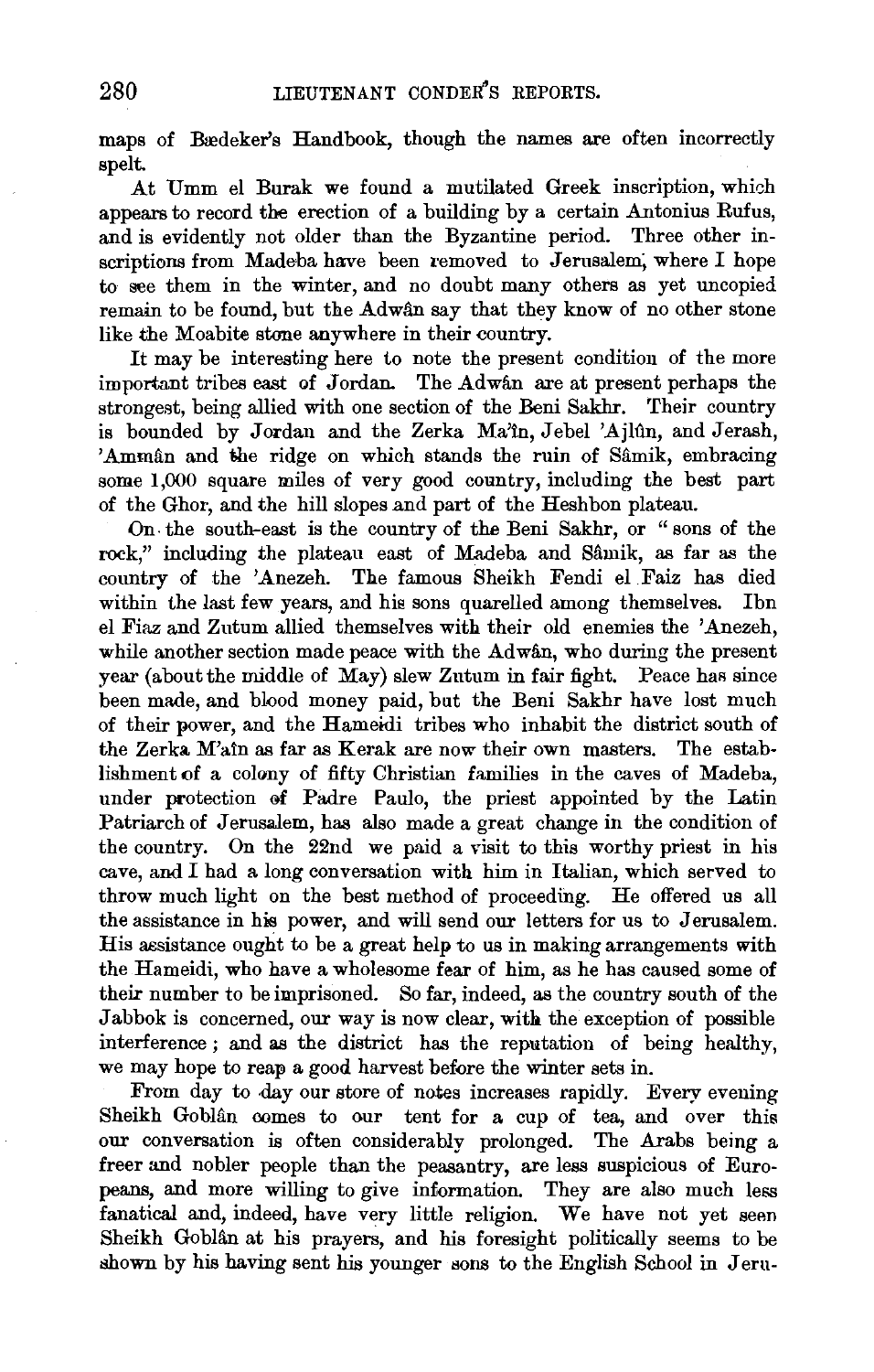maps of Bædeker's Handbook, though the names are often incorrectly spelt.

At Umm el Burak we found a mutilated Greek inscription, which appears to record the erection of a building by a certain Antonius Rufus, and is evidently not older than the Byzantine period. Three other inscriptions from Madeba have been removed to Jerusalem, where I hope to see them in the winter, and no doubt many others as yet uncopied remain to be found, but the Adwân say that they know of no other stone like the Moabite stone anywhere in their country.

It may be interesting here to note the present condition of the more important tribes east of Jordan. The Adwân are at present perhaps the strongest, being allied with one section of the Beni Sakhr. Their country is bounded by Jordan and the Zerka Ma'în, Jebel 'Ajlûn, and Jerash, 'Ammân and the ridge on which stands the ruin of Sâmik, embracing some 1,000 square miles of very good country, including the best part of the Ghor, and the hill slopes and part of the Heshbon plateau.

On the south-east is the country of the Beni Sakhr, or "sons of the rock," including the plateau east of Madeba and Sâmik, as far as the country of the 'Anezeh. The famous Sheikh Fendi el Faiz has died within the last few years, and his sons quarelled among themselves. Ibn el Fiaz and Zutum allied themselves with their old enemies the 'Anezeh, while another section made peace with the Adwân, who during the present year (about the middle of May) slew Zutum in fair fight. Peace has since been made, and blood money paid, but the Beni Sakhr have lost much of their power, and the Hameidi tribes who inhabit the district south of the Zerka M'aîn as far as Kerak are now their own masters. The establishment of a colony of fifty Christian families in the caves of Madeba, under protection of Padre Paulo, the priest appointed by the Latin Patriarch of Jerusalem, has also made a great change in the condition of the country. On the 22nd we paid a visit to this worthy priest in his cave, and I had a long conversation with him in Italian, which served to throw much light on the best method of proceeding. He offered us all the assistance in his power, and will send our letters for us to Jerusalem. His assistance ought to be a great help to us in making arrangements with the Hameidi, who have a wholesome fear of him, as he has caused some of their number to be imprisoned. So far, indeed, as the country south of the Jabbok is concerned, our way is now clear, with the exception of possible interference; and as the district has the reputation of being healthy, we may hope to reap a good harvest before the winter sets in.

From day to day our store of notes increases rapidly. Every evening Sheikh Goblân comes to our tent for a cup of tea, and over this our conversation is often considerably prolonged. The Arabs being a freer and nobler people than the peasantry, are less suspicious of Europeans, and more willing to give information. They are also much less fanatical and, indeed, have very little religion. We have not yet seen Sheikh Goblân at his prayers, and his foresight politically seems to be shown by his having sent his younger sons to the English School in Jeru-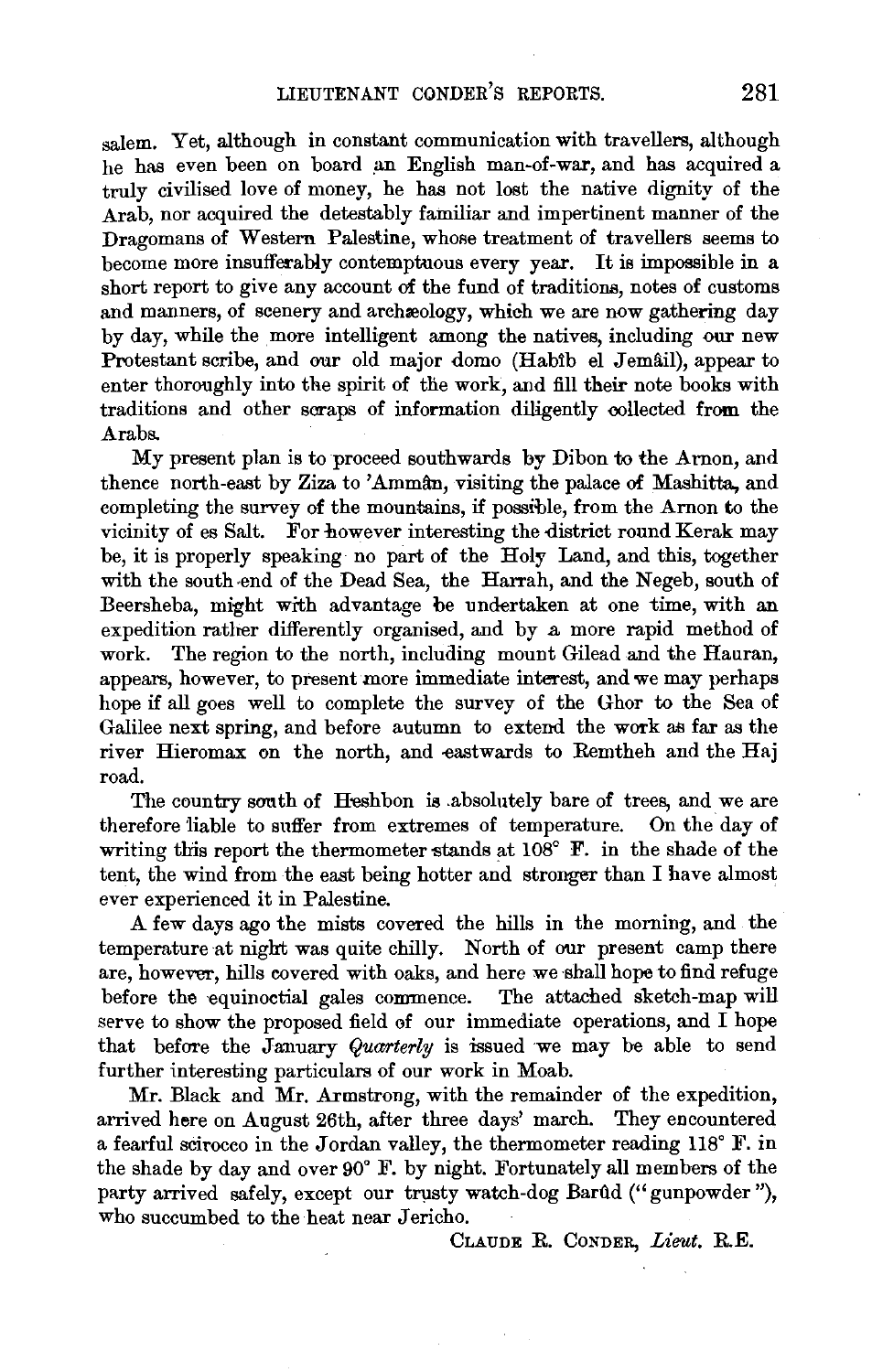salem. Yet, although in constant communication with travellers, although he has even been on board an English man-of-war, and has acquired a truly civilised love of money, he has not lost the native dignity of the Arab, nor acquired the detestably familiar and impertinent manner of the Dragomans of Western Palestine, whose treatment of travellers seems to become more insufferably contemptuous every year. It is impossible in a short report to give any account of the fund of traditions, notes of customs and manners, of scenery and archæology, which we are now gathering day by day, while the more intelligent among the natives, including our new Protestant scribe, and our old major domo (Habîb el Jemâil), appear to enter thoroughly into the spirit of the work, and fill their note books with traditions and other scraps of information diligently collected from the Arabs.

My present plan is to proceed southwards by Dibon to the Arnon, and thence north-east by Ziza to 'Ammân, visiting the palace of Mashitta, and completing the survey of the mountains, if possible, from the Arnon to the vicinity of es Salt. For however interesting the district round Kerak may be, it is properly speaking no part of the Holy Land, and this, together with the south end of the Dead Sea, the Harrah, and the Negeb, south of Beersheba, might with advantage be undertaken at one time, with an expedition rather differently organised, and by a more rapid method of work. The region to the north, including mount Gilead and the Hauran, appears, however, to present more immediate interest, and we may perhaps hope if all goes well to complete the survey of the Ghor to the Sea of Galilee next spring, and before autumn to extend the work as far as the river Hieromax on the north, and eastwards to Remtheh and the Haj road.

The country south of Heshbon is absolutely bare of trees, and we are therefore liable to suffer from extremes of temperature. On the day of writing this report the thermometer stands at 108° F. in the shade of the tent, the wind from the east being hotter and stronger than I have almost ever experienced it in Palestine.

A few days ago the mists covered the hills in the morning, and the temperature at night was quite chilly. North of our present camp there are, however, hills covered with oaks, and here we shall hope to find refuge before the equinoctial gales commence. The attached sketch-map will serve to show the proposed field of our immediate operations, and I hope that before the January *Quarterly* is issued we may be able to send further interesting particulars of our work in Moab.

Mr. Black and Mr. Armstrong, with the remainder of the expedition, arrived here on August 26th, after three days' march. They encountered a fearful scirocco in the Jordan valley, the thermometer reading 118° F. in the shade by day and over 90° F. by night. Fortunately all members of the party arrived safely, except our trusty watch-dog Barûd ("gunpowder"), who succumbed to the heat near Jericho.

CLAUDE R. CONDER, *Lieut.* R.E.